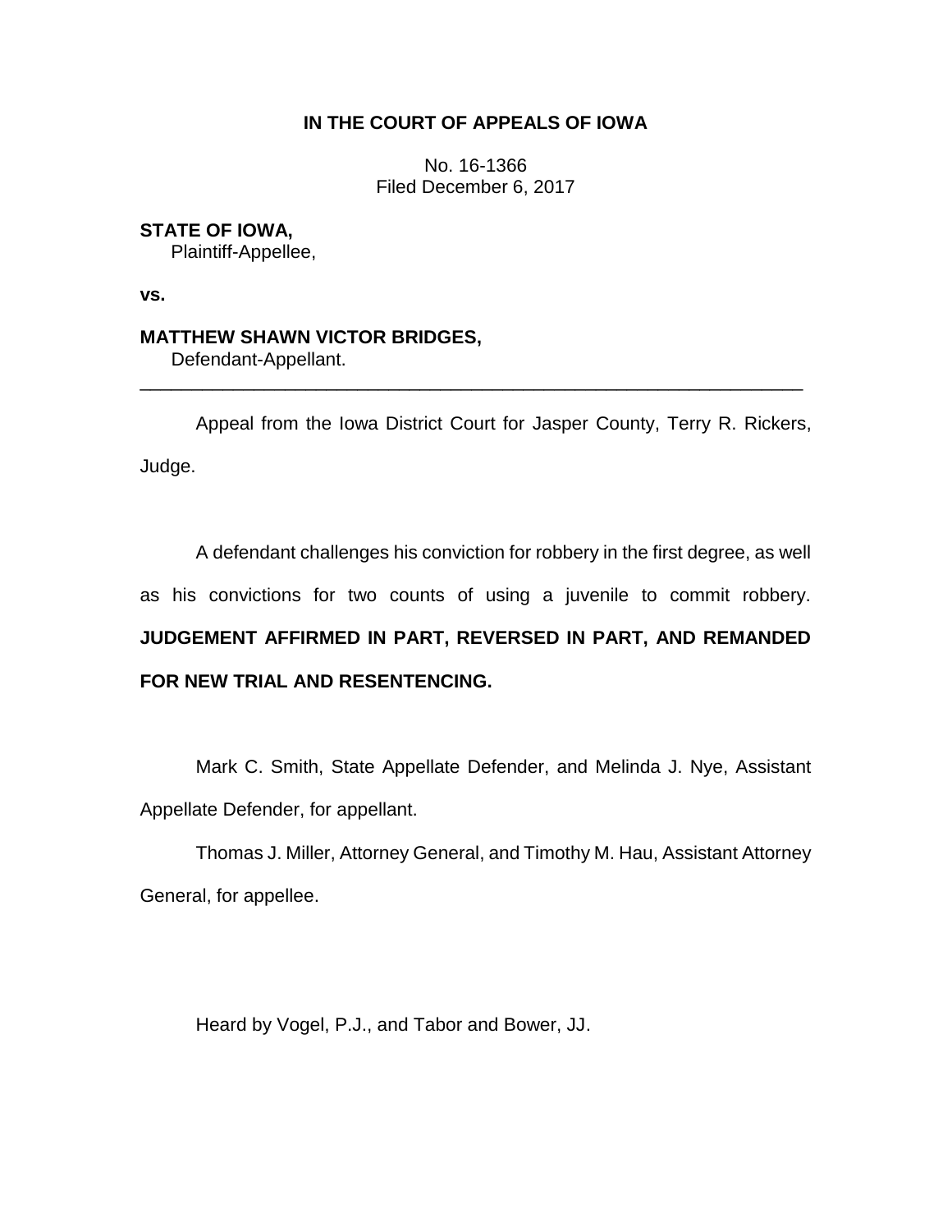**IN THE COURT OF APPEALS OF IOWA**

No. 16-1366
Filed December 6, 2017

**STATE OF IOWA,**
Plaintiff-Appellee,

**vs.**

**MATTHEW SHAWN VICTOR BRIDGES,**
Defendant-Appellant.

---

Appeal from the Iowa District Court for Jasper County, Terry R. Rickers, Judge.

A defendant challenges his conviction for robbery in the first degree, as well as his convictions for two counts of using a juvenile to commit robbery. **JUDGEMENT AFFIRMED IN PART, REVERSED IN PART, AND REMANDED FOR NEW TRIAL AND RESENTENCING.**

Mark C. Smith, State Appellate Defender, and Melinda J. Nye, Assistant Appellate Defender, for appellant.

Thomas J. Miller, Attorney General, and Timothy M. Hau, Assistant Attorney General, for appellee.

Heard by Vogel, P.J., and Tabor and Bower, JJ.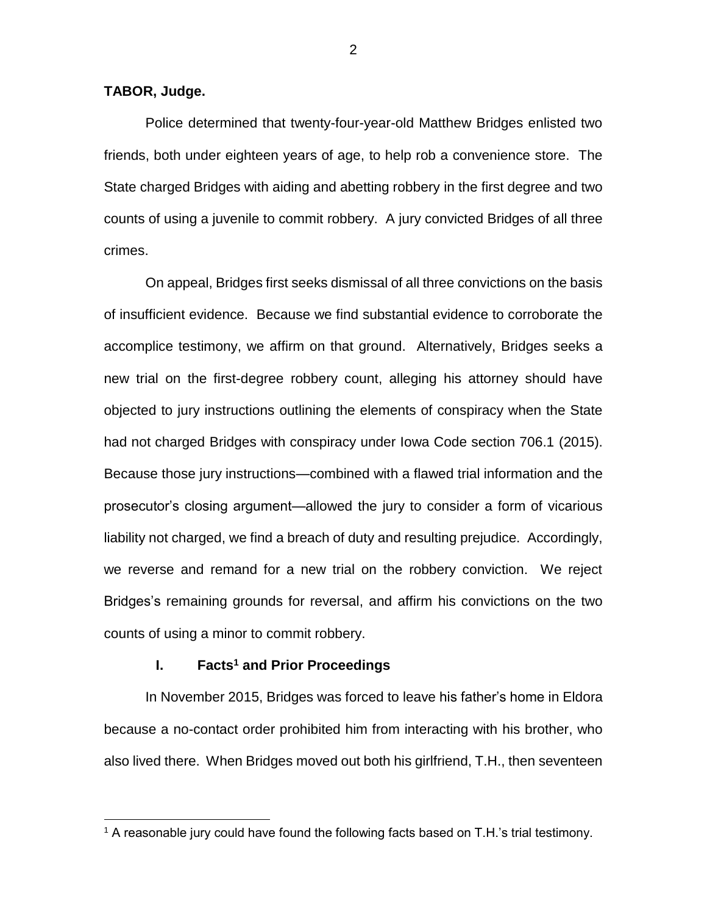**TABOR, Judge.**

Police determined that twenty-four-year-old Matthew Bridges enlisted two friends, both under eighteen years of age, to help rob a convenience store. The State charged Bridges with aiding and abetting robbery in the first degree and two counts of using a juvenile to commit robbery. A jury convicted Bridges of all three crimes.

On appeal, Bridges first seeks dismissal of all three convictions on the basis of insufficient evidence. Because we find substantial evidence to corroborate the accomplice testimony, we affirm on that ground. Alternatively, Bridges seeks a new trial on the first-degree robbery count, alleging his attorney should have objected to jury instructions outlining the elements of conspiracy when the State had not charged Bridges with conspiracy under Iowa Code section 706.1 (2015). Because those jury instructions—combined with a flawed trial information and the prosecutor's closing argument—allowed the jury to consider a form of vicarious liability not charged, we find a breach of duty and resulting prejudice. Accordingly, we reverse and remand for a new trial on the robbery conviction. We reject Bridges's remaining grounds for reversal, and affirm his convictions on the two counts of using a minor to commit robbery.

## I. Facts[1] and Prior Proceedings

In November 2015, Bridges was forced to leave his father's home in Eldora because a no-contact order prohibited him from interacting with his brother, who also lived there. When Bridges moved out both his girlfriend, T.H., then seventeen

[1] A reasonable jury could have found the following facts based on T.H.'s trial testimony.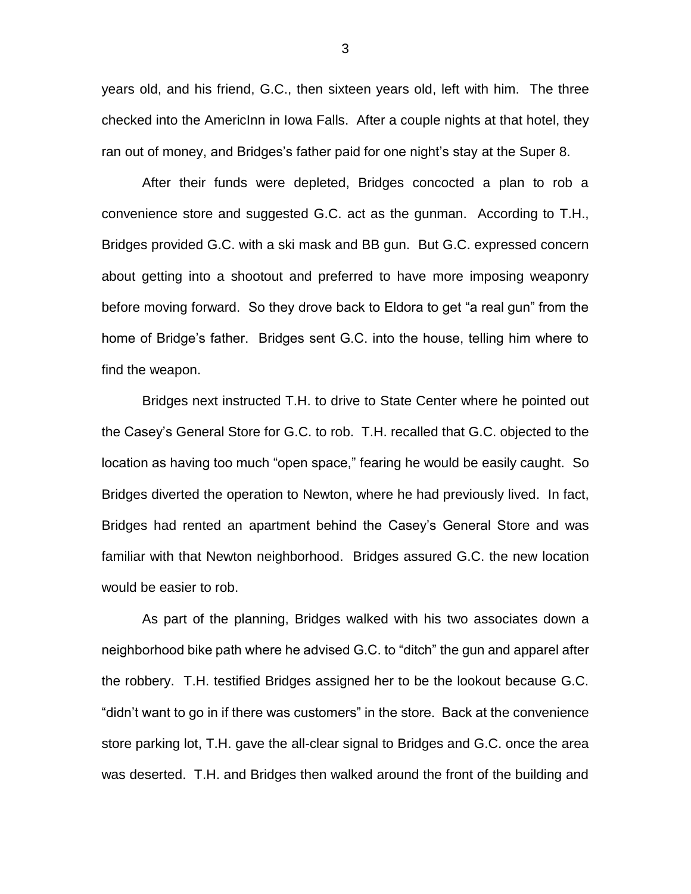years old, and his friend, G.C., then sixteen years old, left with him. The three checked into the AmericInn in Iowa Falls. After a couple nights at that hotel, they ran out of money, and Bridges's father paid for one night's stay at the Super 8.

After their funds were depleted, Bridges concocted a plan to rob a convenience store and suggested G.C. act as the gunman. According to T.H., Bridges provided G.C. with a ski mask and BB gun. But G.C. expressed concern about getting into a shootout and preferred to have more imposing weaponry before moving forward. So they drove back to Eldora to get "a real gun" from the home of Bridge's father. Bridges sent G.C. into the house, telling him where to find the weapon.

Bridges next instructed T.H. to drive to State Center where he pointed out the Casey's General Store for G.C. to rob. T.H. recalled that G.C. objected to the location as having too much "open space," fearing he would be easily caught. So Bridges diverted the operation to Newton, where he had previously lived. In fact, Bridges had rented an apartment behind the Casey's General Store and was familiar with that Newton neighborhood. Bridges assured G.C. the new location would be easier to rob.

As part of the planning, Bridges walked with his two associates down a neighborhood bike path where he advised G.C. to "ditch" the gun and apparel after the robbery. T.H. testified Bridges assigned her to be the lookout because G.C. "didn't want to go in if there was customers" in the store. Back at the convenience store parking lot, T.H. gave the all-clear signal to Bridges and G.C. once the area was deserted. T.H. and Bridges then walked around the front of the building and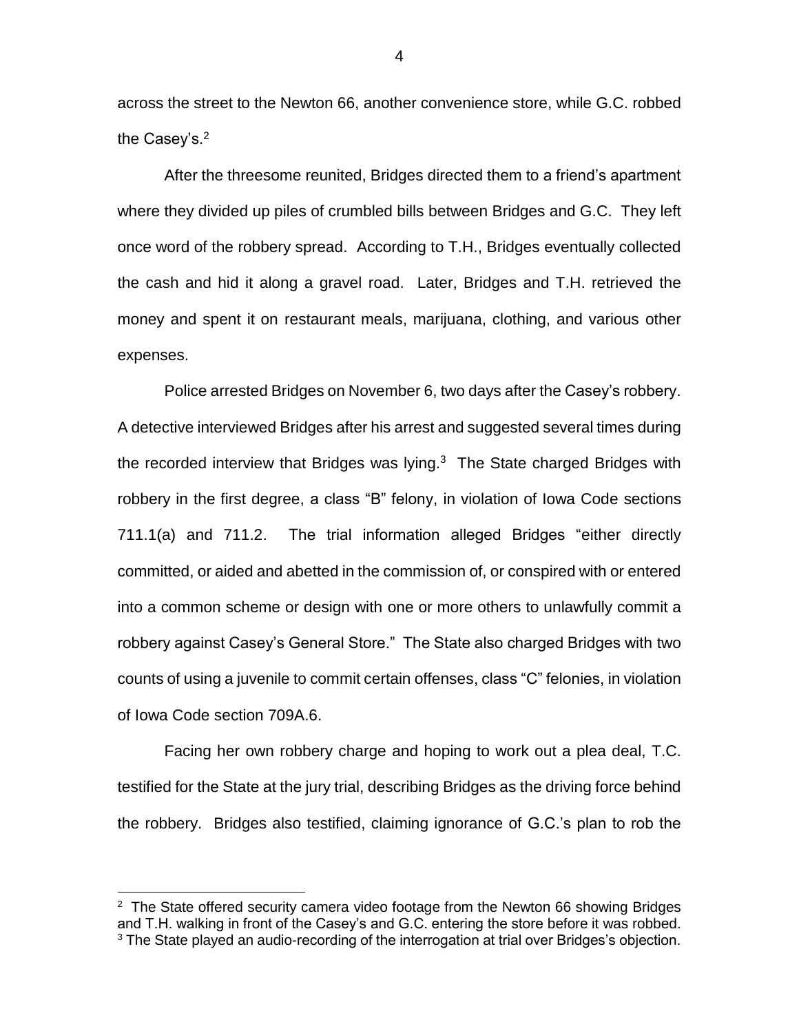across the street to the Newton 66, another convenience store, while G.C. robbed the Casey's.[2]

After the threesome reunited, Bridges directed them to a friend's apartment where they divided up piles of crumbled bills between Bridges and G.C. They left once word of the robbery spread. According to T.H., Bridges eventually collected the cash and hid it along a gravel road. Later, Bridges and T.H. retrieved the money and spent it on restaurant meals, marijuana, clothing, and various other expenses.

Police arrested Bridges on November 6, two days after the Casey's robbery. A detective interviewed Bridges after his arrest and suggested several times during the recorded interview that Bridges was lying.[3] The State charged Bridges with robbery in the first degree, a class "B" felony, in violation of Iowa Code sections 711.1(a) and 711.2. The trial information alleged Bridges "either directly committed, or aided and abetted in the commission of, or conspired with or entered into a common scheme or design with one or more others to unlawfully commit a robbery against Casey's General Store." The State also charged Bridges with two counts of using a juvenile to commit certain offenses, class "C" felonies, in violation of Iowa Code section 709A.6.

Facing her own robbery charge and hoping to work out a plea deal, T.C. testified for the State at the jury trial, describing Bridges as the driving force behind the robbery. Bridges also testified, claiming ignorance of G.C.'s plan to rob the

---

[2] The State offered security camera video footage from the Newton 66 showing Bridges and T.H. walking in front of the Casey's and G.C. entering the store before it was robbed.

[3] The State played an audio-recording of the interrogation at trial over Bridges's objection.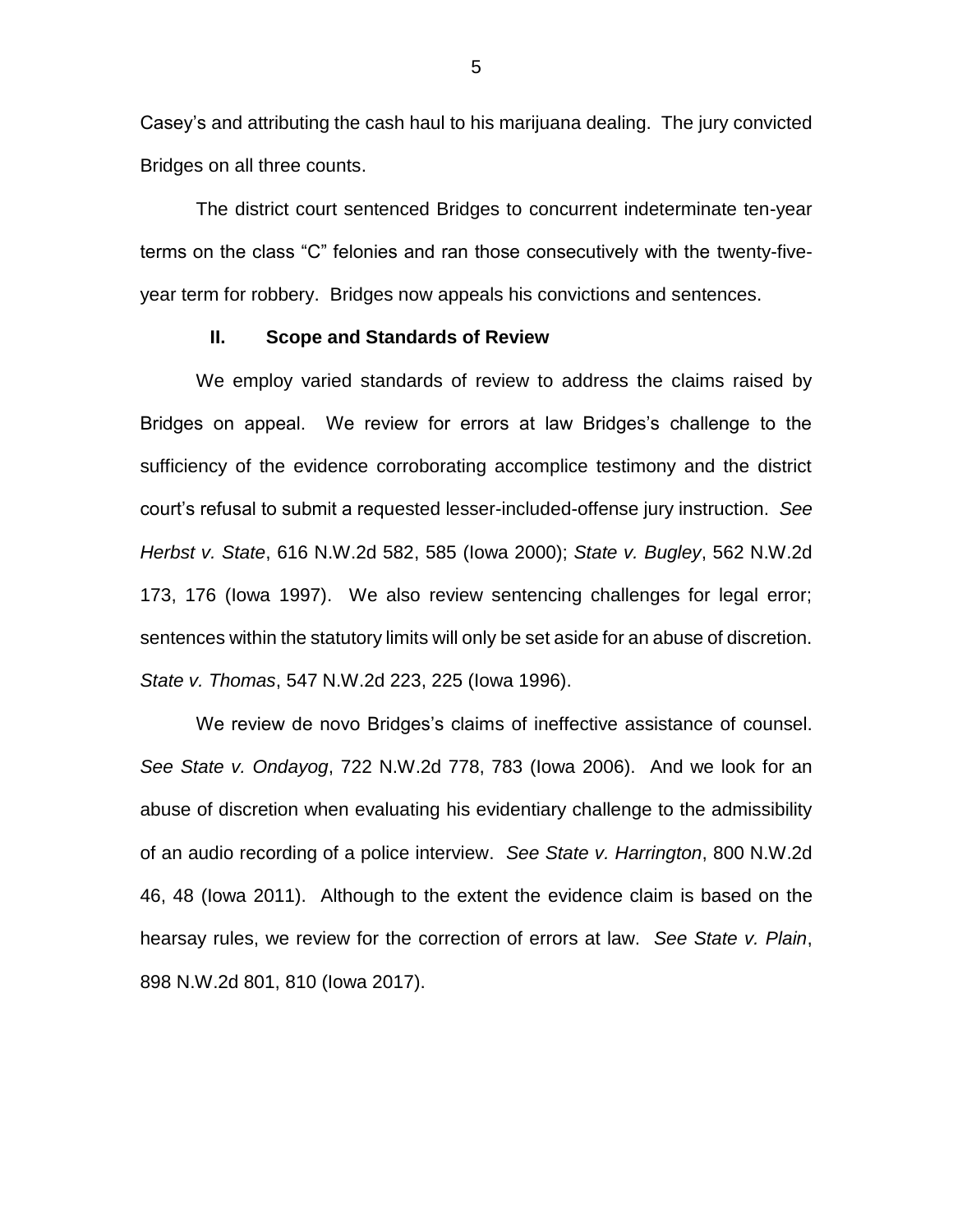Casey's and attributing the cash haul to his marijuana dealing. The jury convicted Bridges on all three counts.

The district court sentenced Bridges to concurrent indeterminate ten-year terms on the class "C" felonies and ran those consecutively with the twenty-five-year term for robbery. Bridges now appeals his convictions and sentences.

## II. Scope and Standards of Review

We employ varied standards of review to address the claims raised by Bridges on appeal. We review for errors at law Bridges's challenge to the sufficiency of the evidence corroborating accomplice testimony and the district court's refusal to submit a requested lesser-included-offense jury instruction. *See Herbst v. State*, 616 N.W.2d 582, 585 (Iowa 2000); *State v. Bugley*, 562 N.W.2d 173, 176 (Iowa 1997). We also review sentencing challenges for legal error; sentences within the statutory limits will only be set aside for an abuse of discretion. *State v. Thomas*, 547 N.W.2d 223, 225 (Iowa 1996).

We review de novo Bridges's claims of ineffective assistance of counsel. *See State v. Ondayog*, 722 N.W.2d 778, 783 (Iowa 2006). And we look for an abuse of discretion when evaluating his evidentiary challenge to the admissibility of an audio recording of a police interview. *See State v. Harrington*, 800 N.W.2d 46, 48 (Iowa 2011). Although to the extent the evidence claim is based on the hearsay rules, we review for the correction of errors at law. *See State v. Plain*, 898 N.W.2d 801, 810 (Iowa 2017).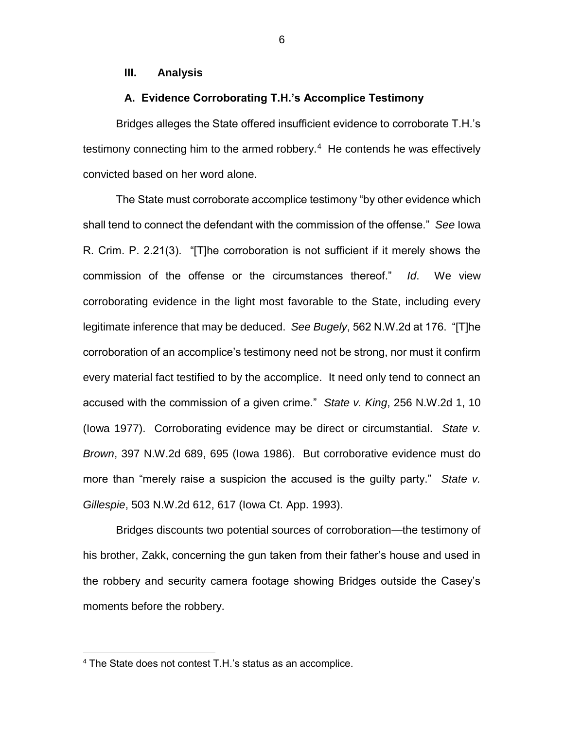### III. Analysis

#### A. Evidence Corroborating T.H.'s Accomplice Testimony

Bridges alleges the State offered insufficient evidence to corroborate T.H.'s testimony connecting him to the armed robbery.[4] He contends he was effectively convicted based on her word alone.

The State must corroborate accomplice testimony "by other evidence which shall tend to connect the defendant with the commission of the offense." *See* Iowa R. Crim. P. 2.21(3). "[T]he corroboration is not sufficient if it merely shows the commission of the offense or the circumstances thereof." *Id*. We view corroborating evidence in the light most favorable to the State, including every legitimate inference that may be deduced. *See Bugely*, 562 N.W.2d at 176. "[T]he corroboration of an accomplice's testimony need not be strong, nor must it confirm every material fact testified to by the accomplice. It need only tend to connect an accused with the commission of a given crime." *State v. King*, 256 N.W.2d 1, 10 (Iowa 1977). Corroborating evidence may be direct or circumstantial. *State v. Brown*, 397 N.W.2d 689, 695 (Iowa 1986). But corroborative evidence must do more than "merely raise a suspicion the accused is the guilty party." *State v. Gillespie*, 503 N.W.2d 612, 617 (Iowa Ct. App. 1993).

Bridges discounts two potential sources of corroboration—the testimony of his brother, Zakk, concerning the gun taken from their father's house and used in the robbery and security camera footage showing Bridges outside the Casey's moments before the robbery.

---

[4] The State does not contest T.H.'s status as an accomplice.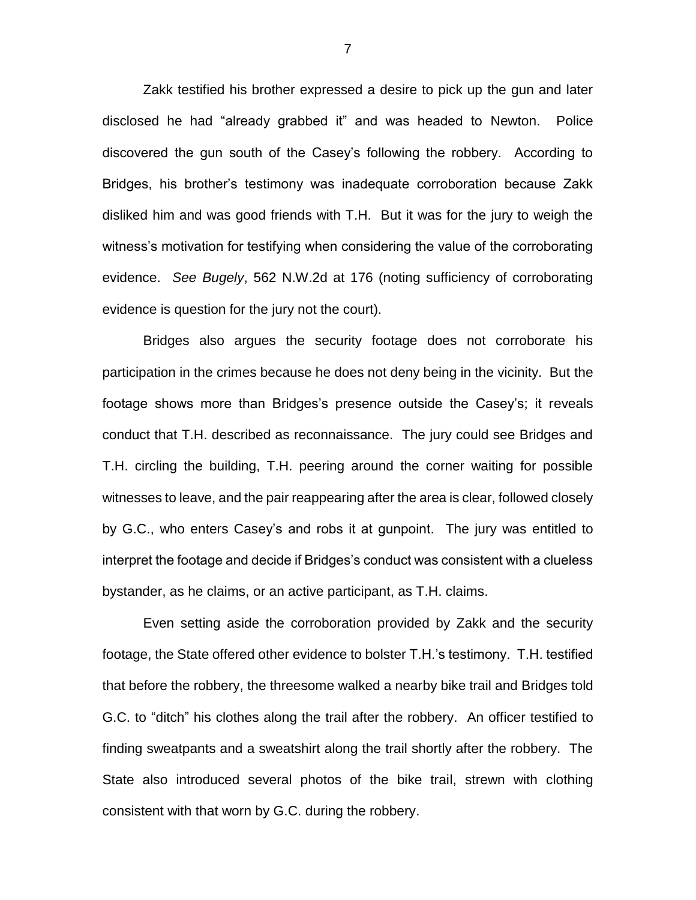Zakk testified his brother expressed a desire to pick up the gun and later disclosed he had "already grabbed it" and was headed to Newton. Police discovered the gun south of the Casey's following the robbery. According to Bridges, his brother's testimony was inadequate corroboration because Zakk disliked him and was good friends with T.H. But it was for the jury to weigh the witness's motivation for testifying when considering the value of the corroborating evidence. *See Bugely*, 562 N.W.2d at 176 (noting sufficiency of corroborating evidence is question for the jury not the court).

Bridges also argues the security footage does not corroborate his participation in the crimes because he does not deny being in the vicinity. But the footage shows more than Bridges's presence outside the Casey's; it reveals conduct that T.H. described as reconnaissance. The jury could see Bridges and T.H. circling the building, T.H. peering around the corner waiting for possible witnesses to leave, and the pair reappearing after the area is clear, followed closely by G.C., who enters Casey's and robs it at gunpoint. The jury was entitled to interpret the footage and decide if Bridges's conduct was consistent with a clueless bystander, as he claims, or an active participant, as T.H. claims.

Even setting aside the corroboration provided by Zakk and the security footage, the State offered other evidence to bolster T.H.'s testimony. T.H. testified that before the robbery, the threesome walked a nearby bike trail and Bridges told G.C. to "ditch" his clothes along the trail after the robbery. An officer testified to finding sweatpants and a sweatshirt along the trail shortly after the robbery. The State also introduced several photos of the bike trail, strewn with clothing consistent with that worn by G.C. during the robbery.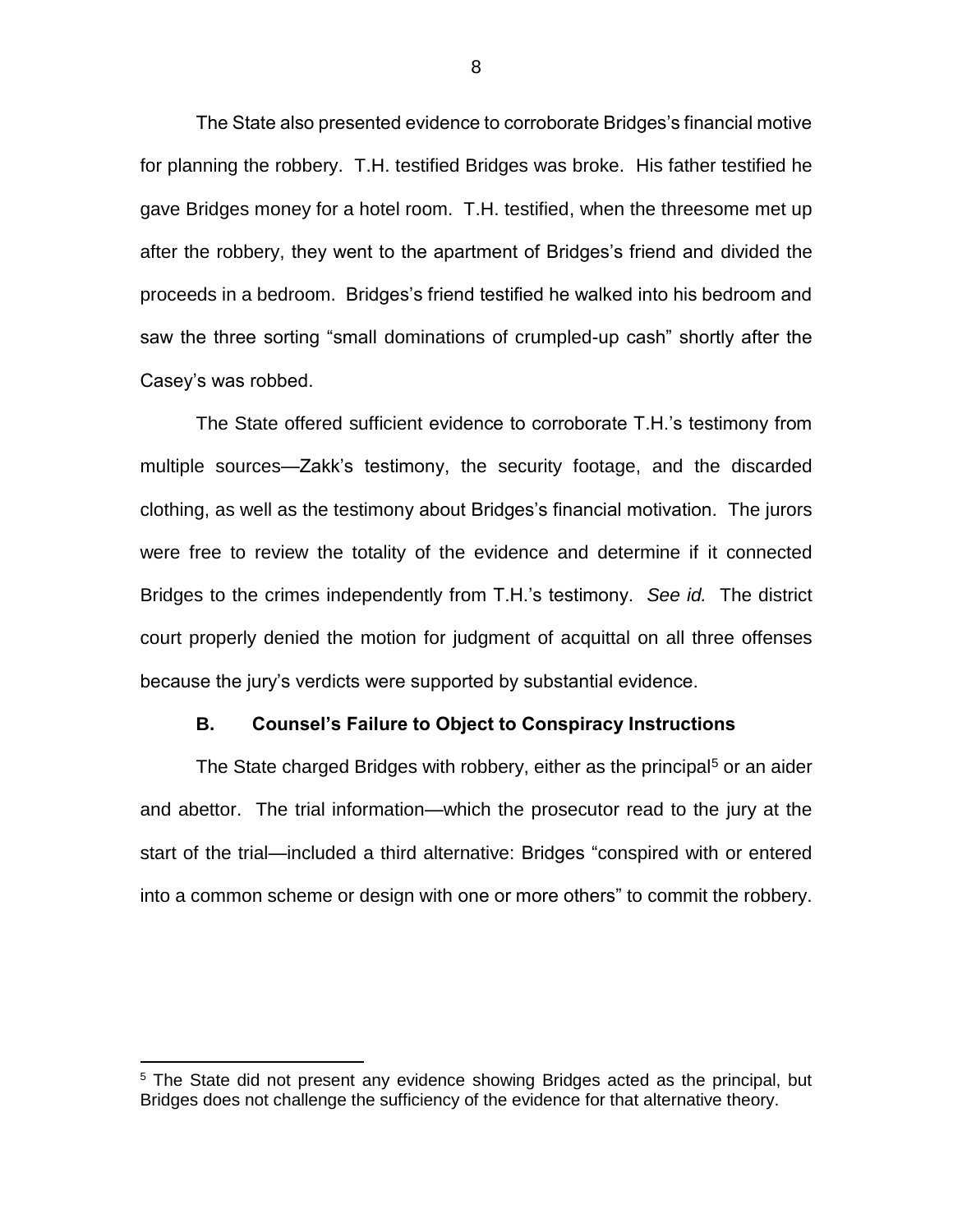The State also presented evidence to corroborate Bridges's financial motive for planning the robbery. T.H. testified Bridges was broke. His father testified he gave Bridges money for a hotel room. T.H. testified, when the threesome met up after the robbery, they went to the apartment of Bridges's friend and divided the proceeds in a bedroom. Bridges's friend testified he walked into his bedroom and saw the three sorting "small dominations of crumpled-up cash" shortly after the Casey's was robbed.

The State offered sufficient evidence to corroborate T.H.'s testimony from multiple sources—Zakk's testimony, the security footage, and the discarded clothing, as well as the testimony about Bridges's financial motivation. The jurors were free to review the totality of the evidence and determine if it connected Bridges to the crimes independently from T.H.'s testimony. *See id.* The district court properly denied the motion for judgment of acquittal on all three offenses because the jury's verdicts were supported by substantial evidence.

### B. Counsel's Failure to Object to Conspiracy Instructions

The State charged Bridges with robbery, either as the principal[5] or an aider and abettor. The trial information—which the prosecutor read to the jury at the start of the trial—included a third alternative: Bridges "conspired with or entered into a common scheme or design with one or more others" to commit the robbery.

---

[5] The State did not present any evidence showing Bridges acted as the principal, but Bridges does not challenge the sufficiency of the evidence for that alternative theory.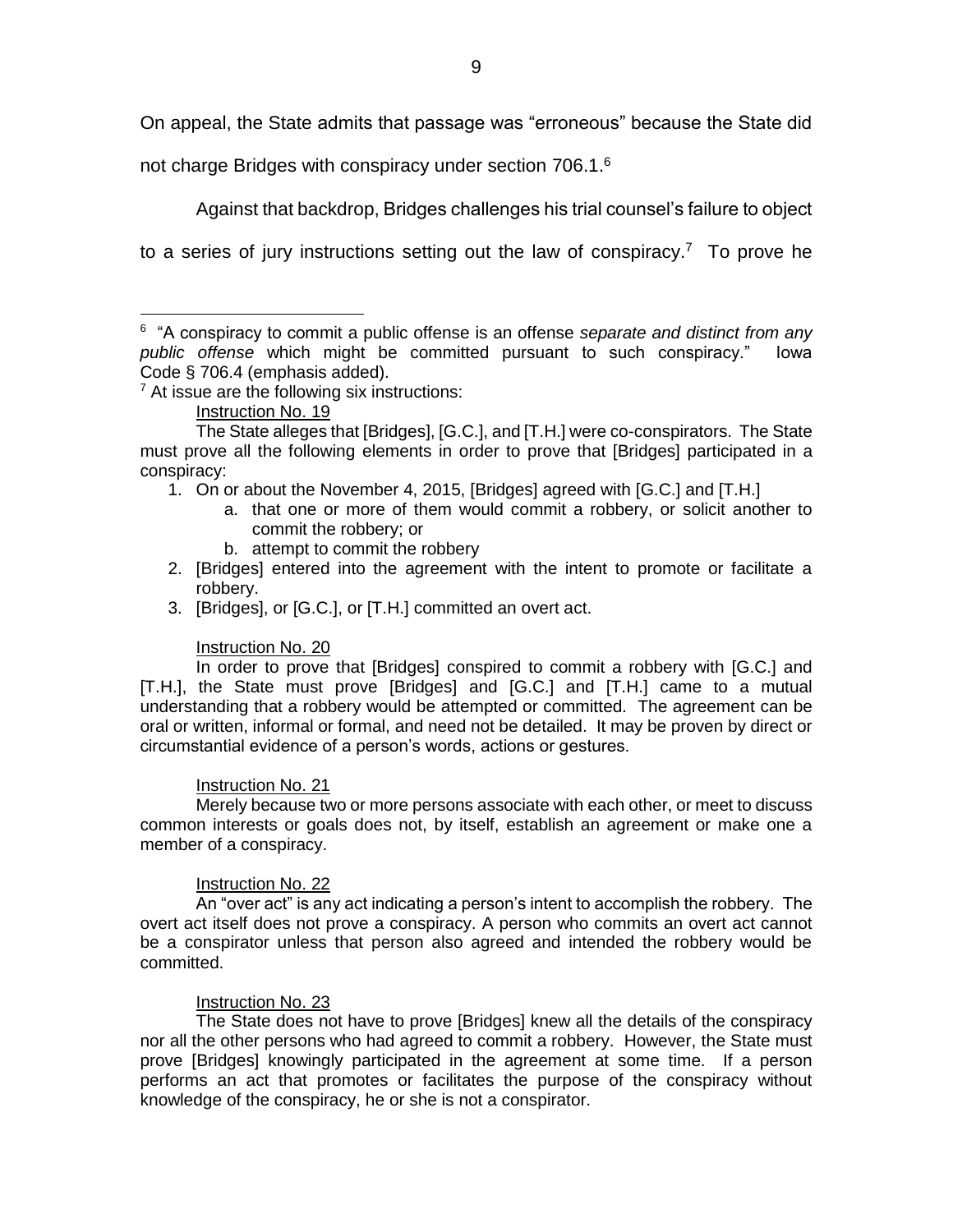On appeal, the State admits that passage was "erroneous" because the State did not charge Bridges with conspiracy under section 706.1.[6]

Against that backdrop, Bridges challenges his trial counsel's failure to object to a series of jury instructions setting out the law of conspiracy.[7] To prove he

---

[6] "A conspiracy to commit a public offense is an offense *separate and distinct from any public offense* which might be committed pursuant to such conspiracy." Iowa Code § 706.4 (emphasis added).

[7] At issue are the following six instructions:

Instruction No. 19

The State alleges that [Bridges], [G.C.], and [T.H.] were co-conspirators. The State must prove all the following elements in order to prove that [Bridges] participated in a conspiracy:

1. On or about the November 4, 2015, [Bridges] agreed with [G.C.] and [T.H.]
   a. that one or more of them would commit a robbery, or solicit another to commit the robbery; or
   b. attempt to commit the robbery
2. [Bridges] entered into the agreement with the intent to promote or facilitate a robbery.
3. [Bridges], or [G.C.], or [T.H.] committed an overt act.

Instruction No. 20

In order to prove that [Bridges] conspired to commit a robbery with [G.C.] and [T.H.], the State must prove [Bridges] and [G.C.] and [T.H.] came to a mutual understanding that a robbery would be attempted or committed. The agreement can be oral or written, informal or formal, and need not be detailed. It may be proven by direct or circumstantial evidence of a person's words, actions or gestures.

Instruction No. 21

Merely because two or more persons associate with each other, or meet to discuss common interests or goals does not, by itself, establish an agreement or make one a member of a conspiracy.

Instruction No. 22

An "over act" is any act indicating a person's intent to accomplish the robbery. The overt act itself does not prove a conspiracy. A person who commits an overt act cannot be a conspirator unless that person also agreed and intended the robbery would be committed.

Instruction No. 23

The State does not have to prove [Bridges] knew all the details of the conspiracy nor all the other persons who had agreed to commit a robbery. However, the State must prove [Bridges] knowingly participated in the agreement at some time. If a person performs an act that promotes or facilitates the purpose of the conspiracy without knowledge of the conspiracy, he or she is not a conspirator.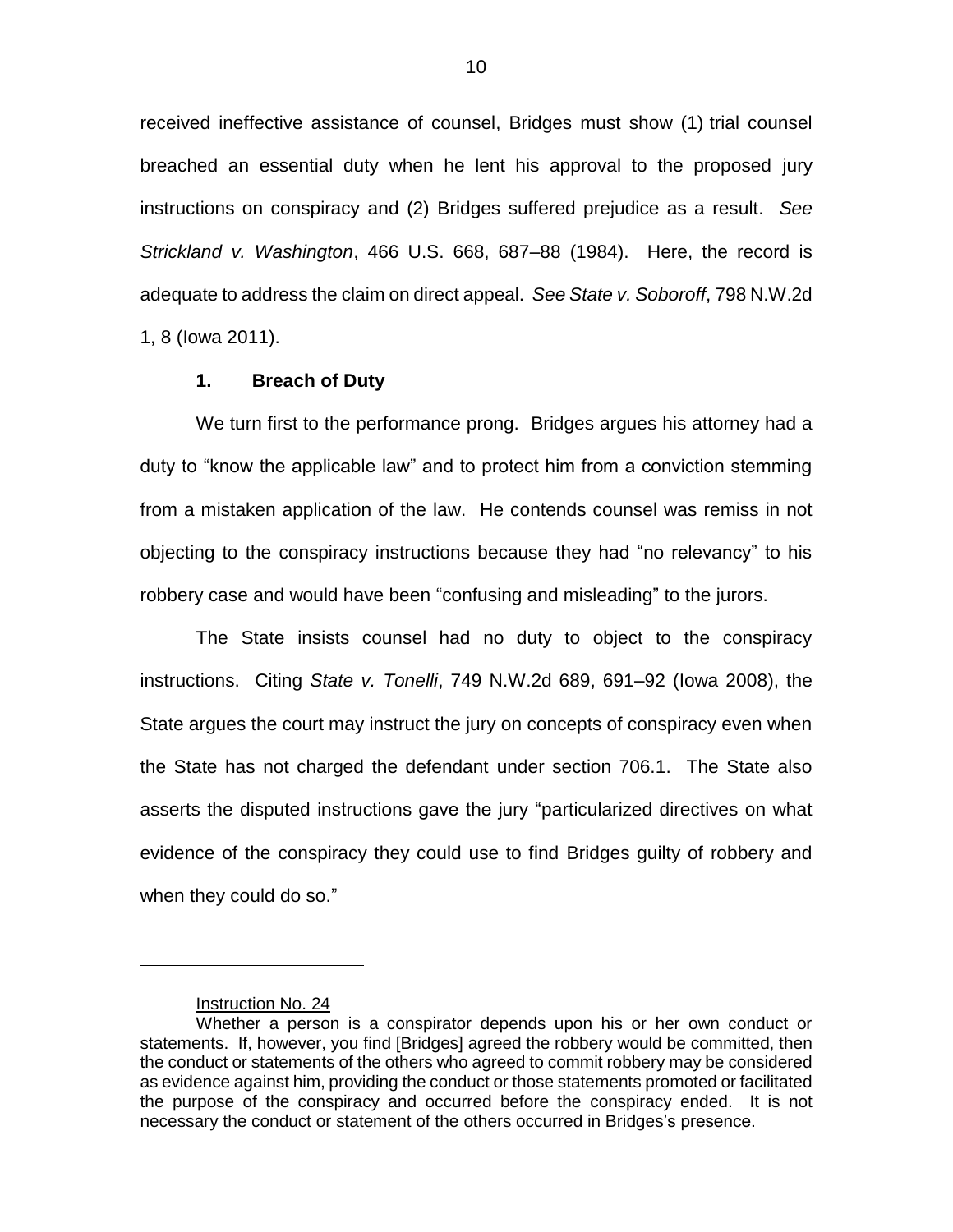received ineffective assistance of counsel, Bridges must show (1) trial counsel breached an essential duty when he lent his approval to the proposed jury instructions on conspiracy and (2) Bridges suffered prejudice as a result. *See Strickland v. Washington*, 466 U.S. 668, 687–88 (1984). Here, the record is adequate to address the claim on direct appeal. *See State v. Soboroff*, 798 N.W.2d 1, 8 (Iowa 2011).

### 1. Breach of Duty

We turn first to the performance prong. Bridges argues his attorney had a duty to "know the applicable law" and to protect him from a conviction stemming from a mistaken application of the law. He contends counsel was remiss in not objecting to the conspiracy instructions because they had "no relevancy" to his robbery case and would have been "confusing and misleading" to the jurors.

The State insists counsel had no duty to object to the conspiracy instructions. Citing *State v. Tonelli*, 749 N.W.2d 689, 691–92 (Iowa 2008), the State argues the court may instruct the jury on concepts of conspiracy even when the State has not charged the defendant under section 706.1. The State also asserts the disputed instructions gave the jury "particularized directives on what evidence of the conspiracy they could use to find Bridges guilty of robbery and when they could do so."

---

Instruction No. 24

Whether a person is a conspirator depends upon his or her own conduct or statements. If, however, you find [Bridges] agreed the robbery would be committed, then the conduct or statements of the others who agreed to commit robbery may be considered as evidence against him, providing the conduct or those statements promoted or facilitated the purpose of the conspiracy and occurred before the conspiracy ended. It is not necessary the conduct or statement of the others occurred in Bridges's presence.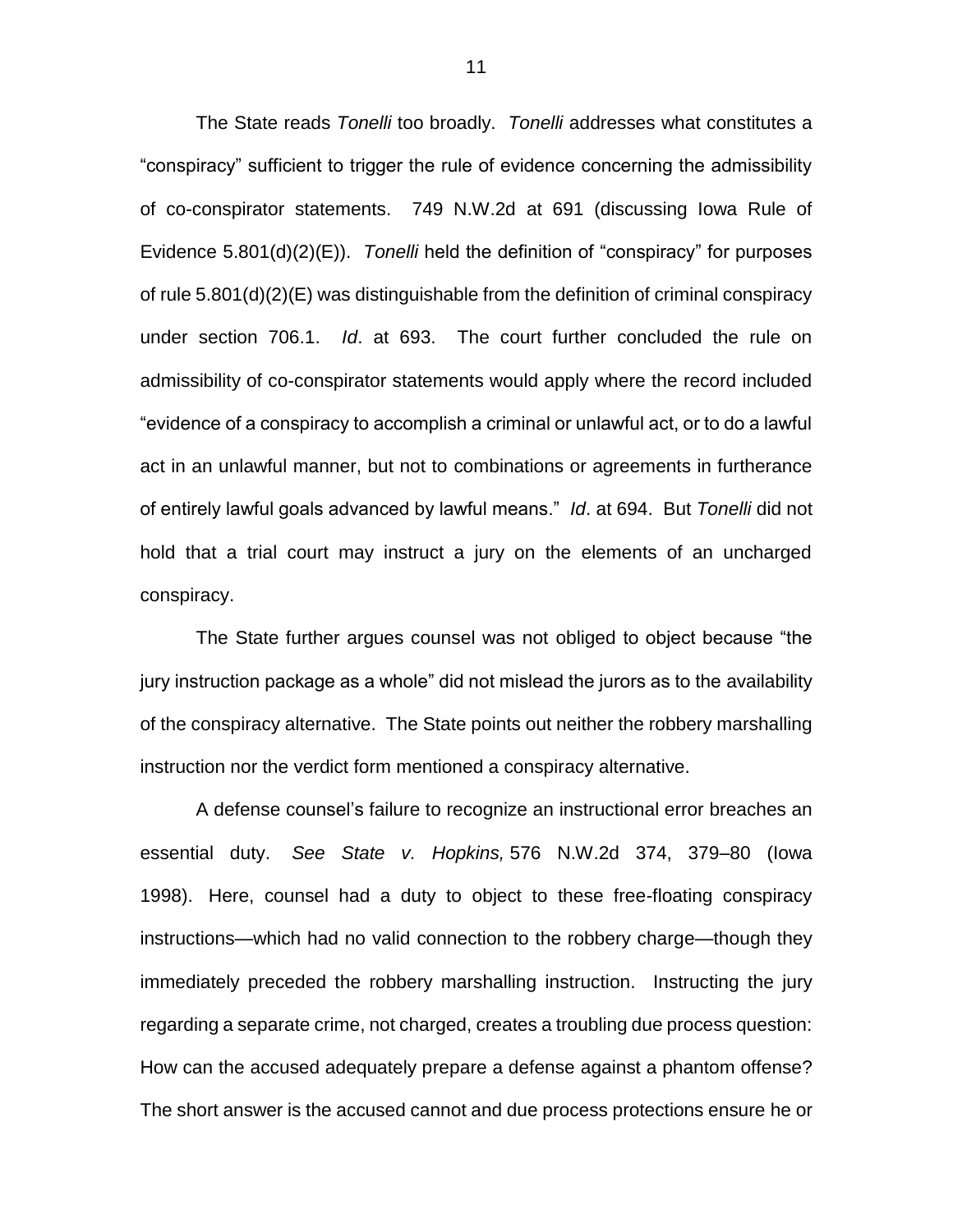The State reads *Tonelli* too broadly. *Tonelli* addresses what constitutes a "conspiracy" sufficient to trigger the rule of evidence concerning the admissibility of co-conspirator statements. 749 N.W.2d at 691 (discussing Iowa Rule of Evidence 5.801(d)(2)(E)). *Tonelli* held the definition of "conspiracy" for purposes of rule 5.801(d)(2)(E) was distinguishable from the definition of criminal conspiracy under section 706.1. *Id*. at 693. The court further concluded the rule on admissibility of co-conspirator statements would apply where the record included "evidence of a conspiracy to accomplish a criminal or unlawful act, or to do a lawful act in an unlawful manner, but not to combinations or agreements in furtherance of entirely lawful goals advanced by lawful means." *Id*. at 694. But *Tonelli* did not hold that a trial court may instruct a jury on the elements of an uncharged conspiracy.

The State further argues counsel was not obliged to object because "the jury instruction package as a whole" did not mislead the jurors as to the availability of the conspiracy alternative. The State points out neither the robbery marshalling instruction nor the verdict form mentioned a conspiracy alternative.

A defense counsel's failure to recognize an instructional error breaches an essential duty. *See State v. Hopkins,* 576 N.W.2d 374, 379–80 (Iowa 1998). Here, counsel had a duty to object to these free-floating conspiracy instructions—which had no valid connection to the robbery charge—though they immediately preceded the robbery marshalling instruction. Instructing the jury regarding a separate crime, not charged, creates a troubling due process question: How can the accused adequately prepare a defense against a phantom offense? The short answer is the accused cannot and due process protections ensure he or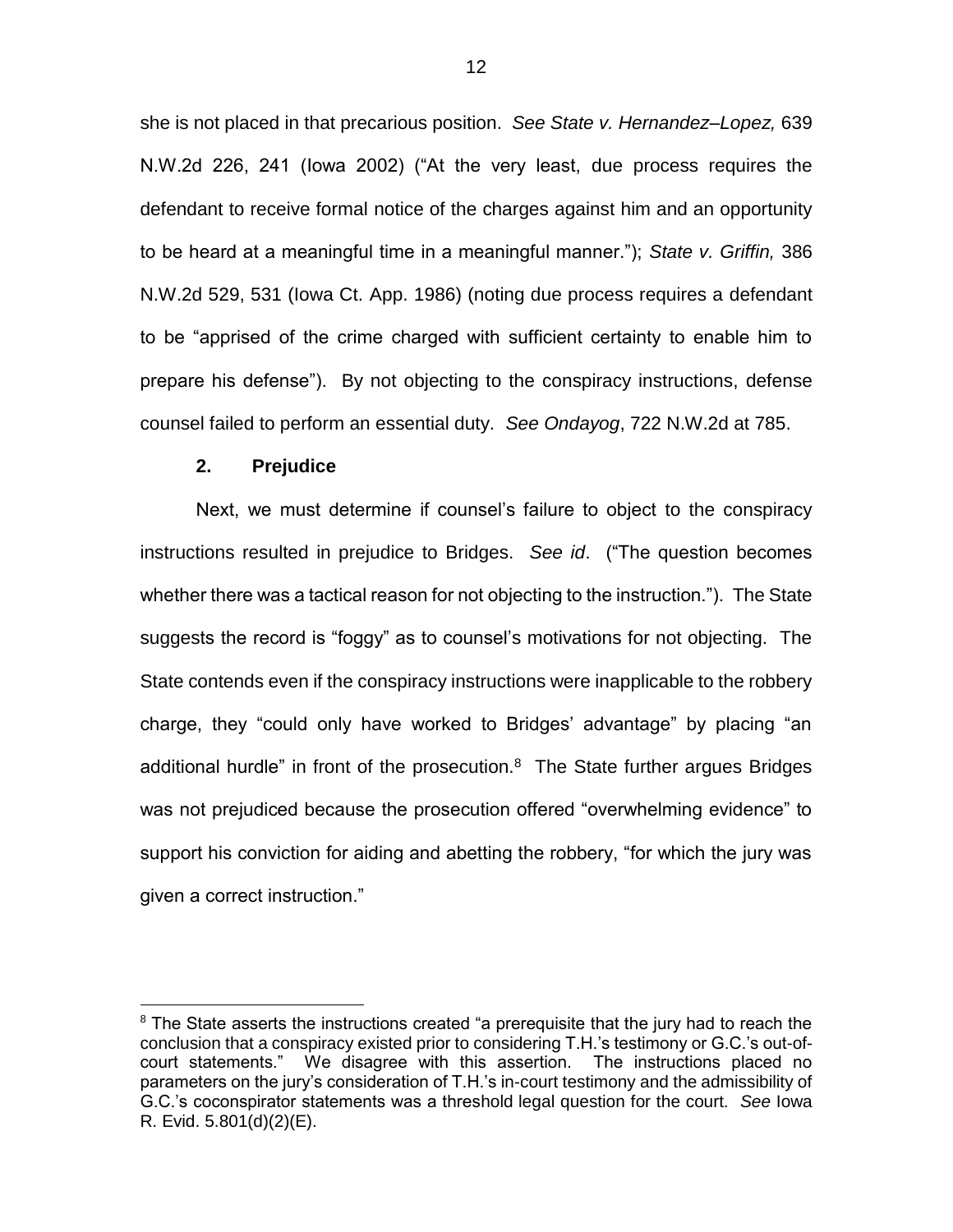she is not placed in that precarious position. *See State v. Hernandez–Lopez,* 639 N.W.2d 226, 241 (Iowa 2002) ("At the very least, due process requires the defendant to receive formal notice of the charges against him and an opportunity to be heard at a meaningful time in a meaningful manner."); *State v. Griffin,* 386 N.W.2d 529, 531 (Iowa Ct. App. 1986) (noting due process requires a defendant to be "apprised of the crime charged with sufficient certainty to enable him to prepare his defense"). By not objecting to the conspiracy instructions, defense counsel failed to perform an essential duty. *See Ondayog*, 722 N.W.2d at 785.

### 2. Prejudice

Next, we must determine if counsel's failure to object to the conspiracy instructions resulted in prejudice to Bridges. *See id*. ("The question becomes whether there was a tactical reason for not objecting to the instruction."). The State suggests the record is "foggy" as to counsel's motivations for not objecting. The State contends even if the conspiracy instructions were inapplicable to the robbery charge, they "could only have worked to Bridges' advantage" by placing "an additional hurdle" in front of the prosecution.[8] The State further argues Bridges was not prejudiced because the prosecution offered "overwhelming evidence" to support his conviction for aiding and abetting the robbery, "for which the jury was given a correct instruction."

[8] The State asserts the instructions created "a prerequisite that the jury had to reach the conclusion that a conspiracy existed prior to considering T.H.'s testimony or G.C.'s out-of-court statements." We disagree with this assertion. The instructions placed no parameters on the jury's consideration of T.H.'s in-court testimony and the admissibility of G.C.'s coconspirator statements was a threshold legal question for the court. *See* Iowa R. Evid. 5.801(d)(2)(E).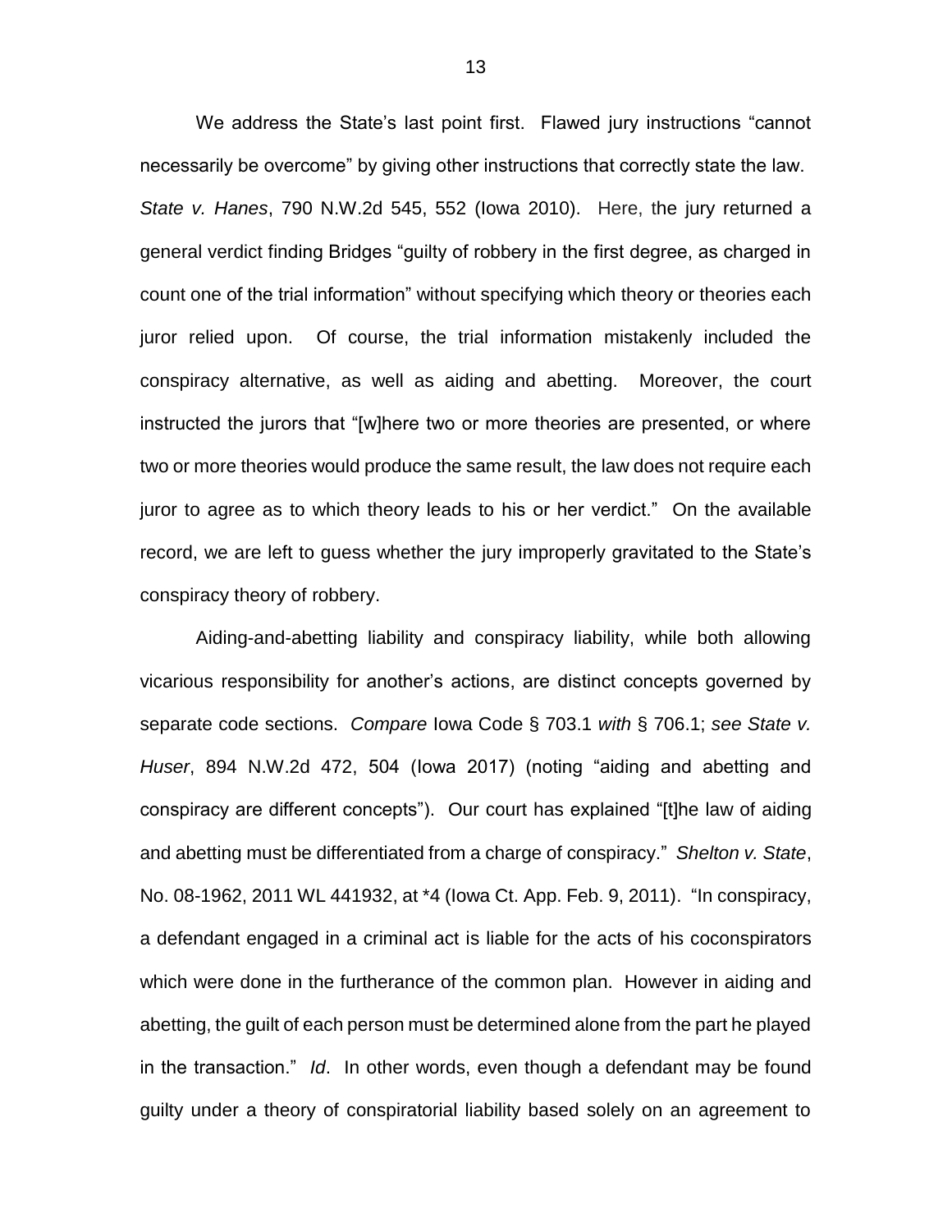We address the State's last point first. Flawed jury instructions "cannot necessarily be overcome" by giving other instructions that correctly state the law. *State v. Hanes*, 790 N.W.2d 545, 552 (Iowa 2010). Here, the jury returned a general verdict finding Bridges "guilty of robbery in the first degree, as charged in count one of the trial information" without specifying which theory or theories each juror relied upon. Of course, the trial information mistakenly included the conspiracy alternative, as well as aiding and abetting. Moreover, the court instructed the jurors that "[w]here two or more theories are presented, or where two or more theories would produce the same result, the law does not require each juror to agree as to which theory leads to his or her verdict." On the available record, we are left to guess whether the jury improperly gravitated to the State's conspiracy theory of robbery.

Aiding-and-abetting liability and conspiracy liability, while both allowing vicarious responsibility for another's actions, are distinct concepts governed by separate code sections. *Compare* Iowa Code § 703.1 *with* § 706.1; *see State v. Huser*, 894 N.W.2d 472, 504 (Iowa 2017) (noting "aiding and abetting and conspiracy are different concepts"). Our court has explained "[t]he law of aiding and abetting must be differentiated from a charge of conspiracy." *Shelton v. State*, No. 08-1962, 2011 WL 441932, at *4 (Iowa Ct. App. Feb. 9, 2011). "In conspiracy, a defendant engaged in a criminal act is liable for the acts of his coconspirators which were done in the furtherance of the common plan. However in aiding and abetting, the guilt of each person must be determined alone from the part he played in the transaction." *Id*. In other words, even though a defendant may be found guilty under a theory of conspiratorial liability based solely on an agreement to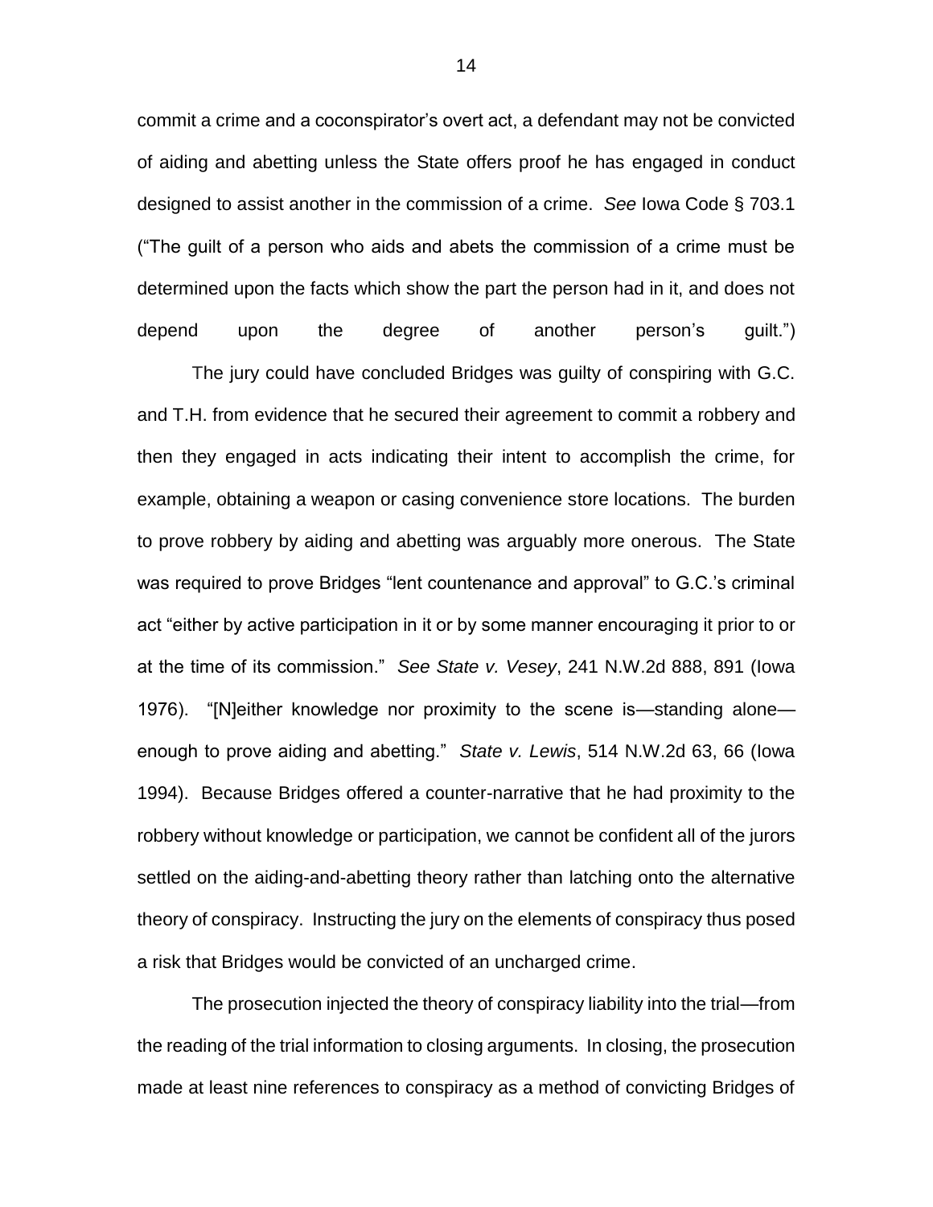commit a crime and a coconspirator's overt act, a defendant may not be convicted of aiding and abetting unless the State offers proof he has engaged in conduct designed to assist another in the commission of a crime. *See* Iowa Code § 703.1 ("The guilt of a person who aids and abets the commission of a crime must be determined upon the facts which show the part the person had in it, and does not depend upon the degree of another person's guilt.")

The jury could have concluded Bridges was guilty of conspiring with G.C. and T.H. from evidence that he secured their agreement to commit a robbery and then they engaged in acts indicating their intent to accomplish the crime, for example, obtaining a weapon or casing convenience store locations. The burden to prove robbery by aiding and abetting was arguably more onerous. The State was required to prove Bridges "lent countenance and approval" to G.C.'s criminal act "either by active participation in it or by some manner encouraging it prior to or at the time of its commission." *See State v. Vesey*, 241 N.W.2d 888, 891 (Iowa 1976). "[N]either knowledge nor proximity to the scene is—standing alone—enough to prove aiding and abetting." *State v. Lewis*, 514 N.W.2d 63, 66 (Iowa 1994). Because Bridges offered a counter-narrative that he had proximity to the robbery without knowledge or participation, we cannot be confident all of the jurors settled on the aiding-and-abetting theory rather than latching onto the alternative theory of conspiracy. Instructing the jury on the elements of conspiracy thus posed a risk that Bridges would be convicted of an uncharged crime.

The prosecution injected the theory of conspiracy liability into the trial—from the reading of the trial information to closing arguments. In closing, the prosecution made at least nine references to conspiracy as a method of convicting Bridges of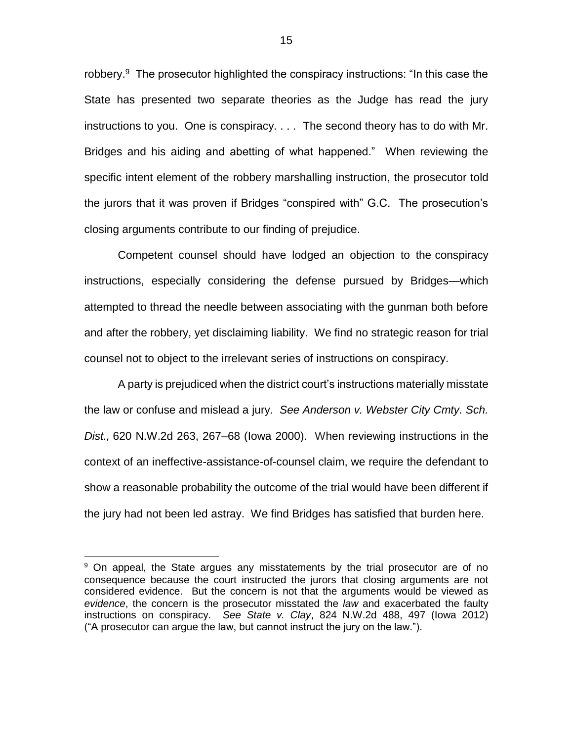robbery.[9] The prosecutor highlighted the conspiracy instructions: "In this case the State has presented two separate theories as the Judge has read the jury instructions to you. One is conspiracy. . . . The second theory has to do with Mr. Bridges and his aiding and abetting of what happened." When reviewing the specific intent element of the robbery marshalling instruction, the prosecutor told the jurors that it was proven if Bridges "conspired with" G.C. The prosecution's closing arguments contribute to our finding of prejudice.

Competent counsel should have lodged an objection to the conspiracy instructions, especially considering the defense pursued by Bridges—which attempted to thread the needle between associating with the gunman both before and after the robbery, yet disclaiming liability. We find no strategic reason for trial counsel not to object to the irrelevant series of instructions on conspiracy.

A party is prejudiced when the district court's instructions materially misstate the law or confuse and mislead a jury. *See Anderson v. Webster City Cmty. Sch. Dist.,* 620 N.W.2d 263, 267–68 (Iowa 2000). When reviewing instructions in the context of an ineffective-assistance-of-counsel claim, we require the defendant to show a reasonable probability the outcome of the trial would have been different if the jury had not been led astray. We find Bridges has satisfied that burden here.

---

[9] On appeal, the State argues any misstatements by the trial prosecutor are of no consequence because the court instructed the jurors that closing arguments are not considered evidence. But the concern is not that the arguments would be viewed as *evidence*, the concern is the prosecutor misstated the *law* and exacerbated the faulty instructions on conspiracy. *See State v. Clay*, 824 N.W.2d 488, 497 (Iowa 2012) ("A prosecutor can argue the law, but cannot instruct the jury on the law.").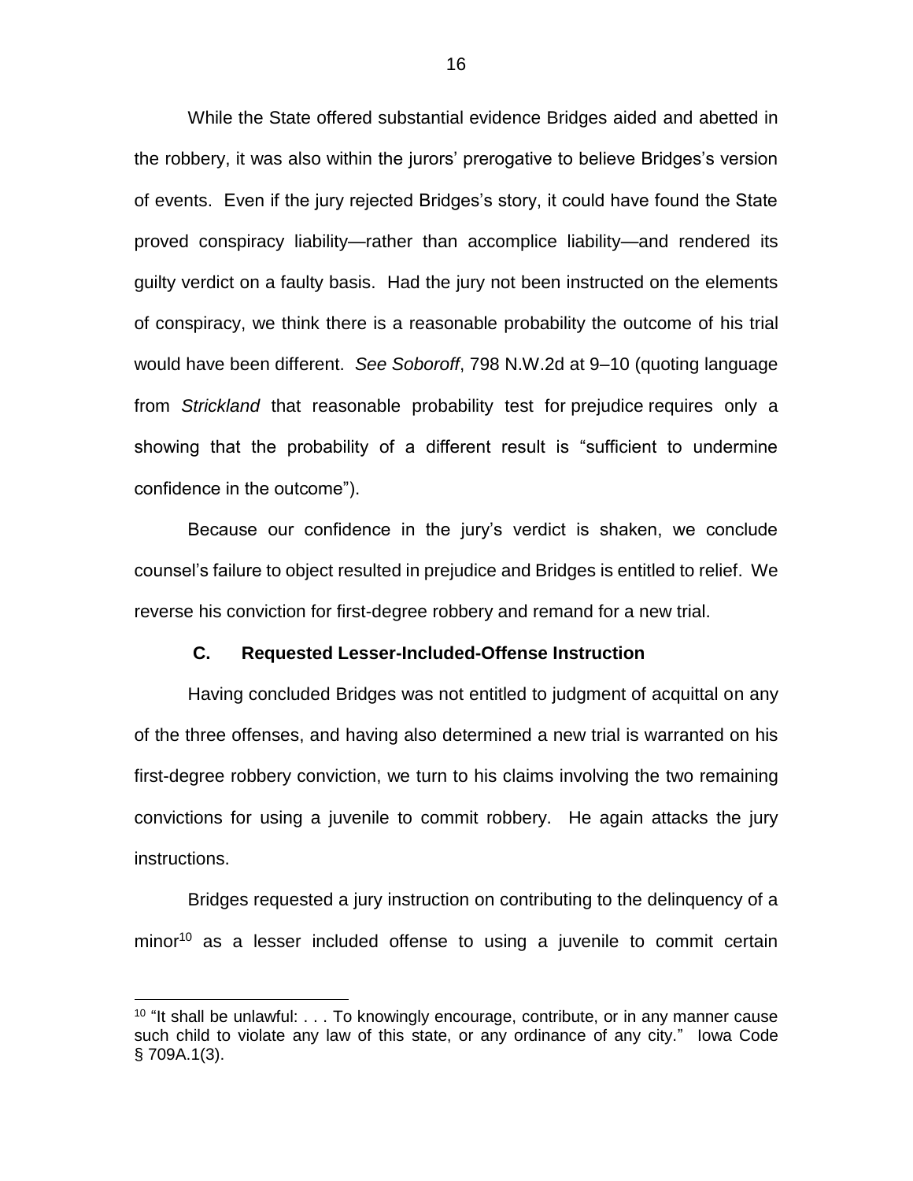While the State offered substantial evidence Bridges aided and abetted in the robbery, it was also within the jurors' prerogative to believe Bridges's version of events. Even if the jury rejected Bridges's story, it could have found the State proved conspiracy liability—rather than accomplice liability—and rendered its guilty verdict on a faulty basis. Had the jury not been instructed on the elements of conspiracy, we think there is a reasonable probability the outcome of his trial would have been different. *See Soboroff*, 798 N.W.2d at 9–10 (quoting language from *Strickland* that reasonable probability test for prejudice requires only a showing that the probability of a different result is "sufficient to undermine confidence in the outcome").

Because our confidence in the jury's verdict is shaken, we conclude counsel's failure to object resulted in prejudice and Bridges is entitled to relief. We reverse his conviction for first-degree robbery and remand for a new trial.

### C. Requested Lesser-Included-Offense Instruction

Having concluded Bridges was not entitled to judgment of acquittal on any of the three offenses, and having also determined a new trial is warranted on his first-degree robbery conviction, we turn to his claims involving the two remaining convictions for using a juvenile to commit robbery. He again attacks the jury instructions.

Bridges requested a jury instruction on contributing to the delinquency of a minor[10] as a lesser included offense to using a juvenile to commit certain

---

[10] "It shall be unlawful: . . . To knowingly encourage, contribute, or in any manner cause such child to violate any law of this state, or any ordinance of any city." Iowa Code § 709A.1(3).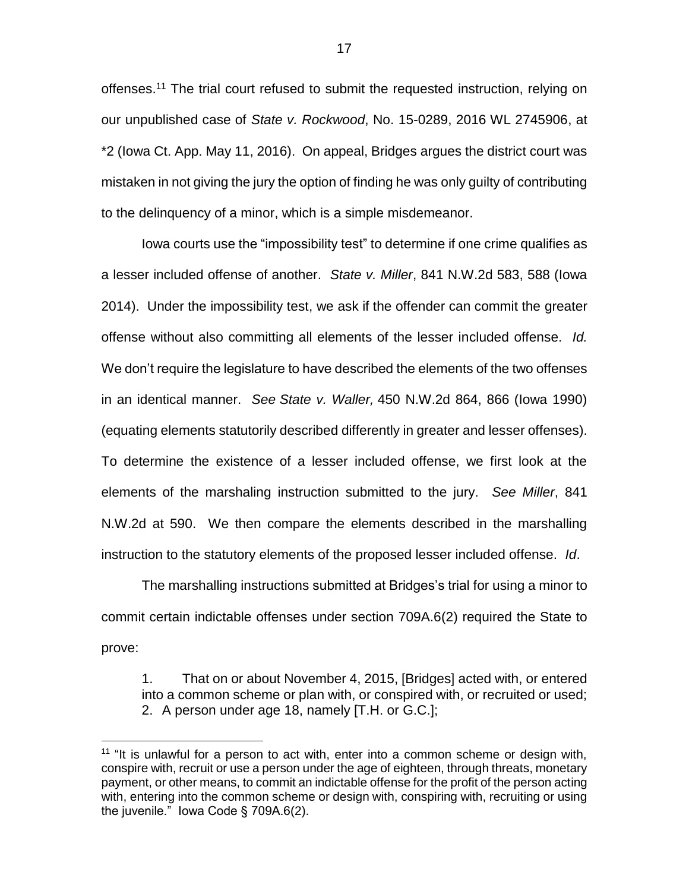offenses.[11] The trial court refused to submit the requested instruction, relying on our unpublished case of *State v. Rockwood*, No. 15-0289, 2016 WL 2745906, at *2 (Iowa Ct. App. May 11, 2016). On appeal, Bridges argues the district court was mistaken in not giving the jury the option of finding he was only guilty of contributing to the delinquency of a minor, which is a simple misdemeanor.

Iowa courts use the "impossibility test" to determine if one crime qualifies as a lesser included offense of another. *State v. Miller*, 841 N.W.2d 583, 588 (Iowa 2014). Under the impossibility test, we ask if the offender can commit the greater offense without also committing all elements of the lesser included offense. *Id.* We don't require the legislature to have described the elements of the two offenses in an identical manner. *See State v. Waller,* 450 N.W.2d 864, 866 (Iowa 1990) (equating elements statutorily described differently in greater and lesser offenses). To determine the existence of a lesser included offense, we first look at the elements of the marshaling instruction submitted to the jury. *See Miller*, 841 N.W.2d at 590. We then compare the elements described in the marshalling instruction to the statutory elements of the proposed lesser included offense. *Id*.

The marshalling instructions submitted at Bridges's trial for using a minor to commit certain indictable offenses under section 709A.6(2) required the State to prove:

> 1. That on or about November 4, 2015, [Bridges] acted with, or entered into a common scheme or plan with, or conspired with, or recruited or used;
> 2. A person under age 18, namely [T.H. or G.C.];

[11] "It is unlawful for a person to act with, enter into a common scheme or design with, conspire with, recruit or use a person under the age of eighteen, through threats, monetary payment, or other means, to commit an indictable offense for the profit of the person acting with, entering into the common scheme or design with, conspiring with, recruiting or using the juvenile." Iowa Code § 709A.6(2).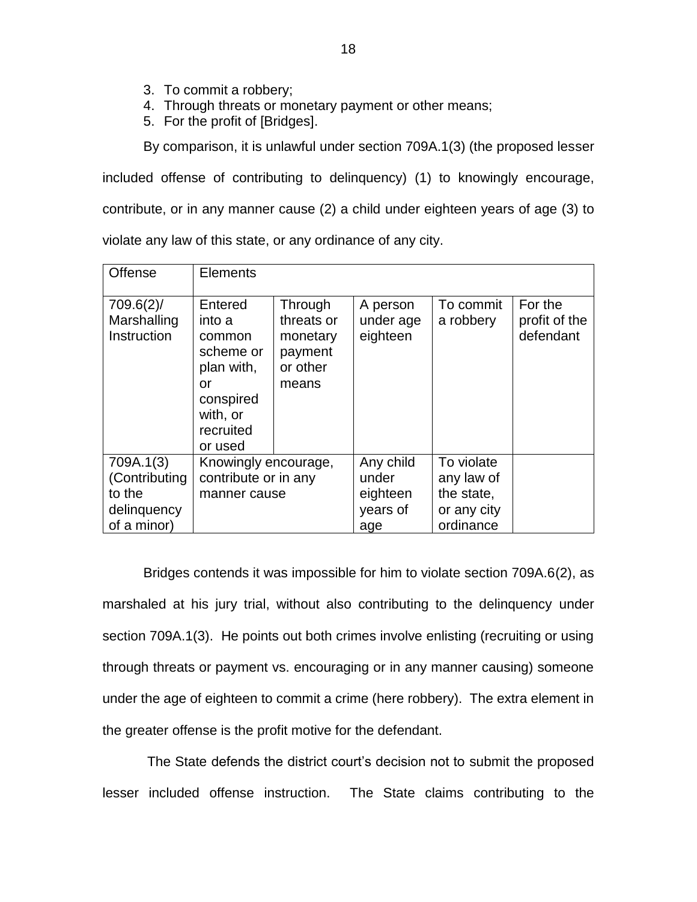3. To commit a robbery;
4. Through threats or monetary payment or other means;
5. For the profit of [Bridges].

By comparison, it is unlawful under section 709A.1(3) (the proposed lesser included offense of contributing to delinquency) (1) to knowingly encourage, contribute, or in any manner cause (2) a child under eighteen years of age (3) to violate any law of this state, or any ordinance of any city.

| Offense | Elements | | | | |
|---|---|---|---|---|---|
| 709.6(2)/ Marshalling Instruction | Entered into a common scheme or plan with, or conspired with, or recruited or used | Through threats or monetary payment or other means | A person under age eighteen | To commit a robbery | For the profit of the defendant |
| 709A.1(3) (Contributing to the delinquency of a minor) | Knowingly encourage, contribute or in any manner cause | | Any child under eighteen years of age | To violate any law of the state, or any city ordinance | |

Bridges contends it was impossible for him to violate section 709A.6(2), as marshaled at his jury trial, without also contributing to the delinquency under section 709A.1(3). He points out both crimes involve enlisting (recruiting or using through threats or payment vs. encouraging or in any manner causing) someone under the age of eighteen to commit a crime (here robbery). The extra element in the greater offense is the profit motive for the defendant.

The State defends the district court's decision not to submit the proposed lesser included offense instruction. The State claims contributing to the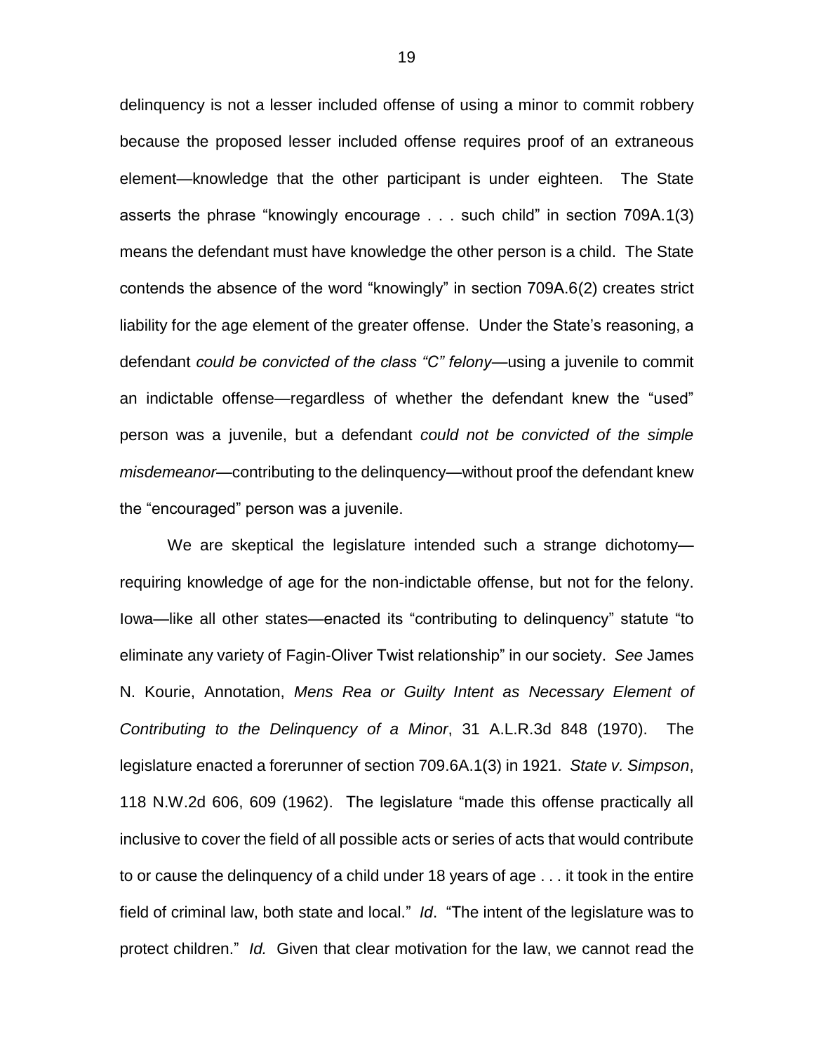delinquency is not a lesser included offense of using a minor to commit robbery because the proposed lesser included offense requires proof of an extraneous element—knowledge that the other participant is under eighteen. The State asserts the phrase "knowingly encourage . . . such child" in section 709A.1(3) means the defendant must have knowledge the other person is a child. The State contends the absence of the word "knowingly" in section 709A.6(2) creates strict liability for the age element of the greater offense. Under the State's reasoning, a defendant *could be convicted of the class "C" felony*—using a juvenile to commit an indictable offense—regardless of whether the defendant knew the "used" person was a juvenile, but a defendant *could not be convicted of the simple misdemeanor*—contributing to the delinquency—without proof the defendant knew the "encouraged" person was a juvenile.

We are skeptical the legislature intended such a strange dichotomy—requiring knowledge of age for the non-indictable offense, but not for the felony. Iowa—like all other states—enacted its "contributing to delinquency" statute "to eliminate any variety of Fagin-Oliver Twist relationship" in our society. *See* James N. Kourie, Annotation, *Mens Rea or Guilty Intent as Necessary Element of Contributing to the Delinquency of a Minor*, 31 A.L.R.3d 848 (1970). The legislature enacted a forerunner of section 709.6A.1(3) in 1921. *State v. Simpson*, 118 N.W.2d 606, 609 (1962). The legislature "made this offense practically all inclusive to cover the field of all possible acts or series of acts that would contribute to or cause the delinquency of a child under 18 years of age . . . it took in the entire field of criminal law, both state and local." *Id*. "The intent of the legislature was to protect children." *Id.* Given that clear motivation for the law, we cannot read the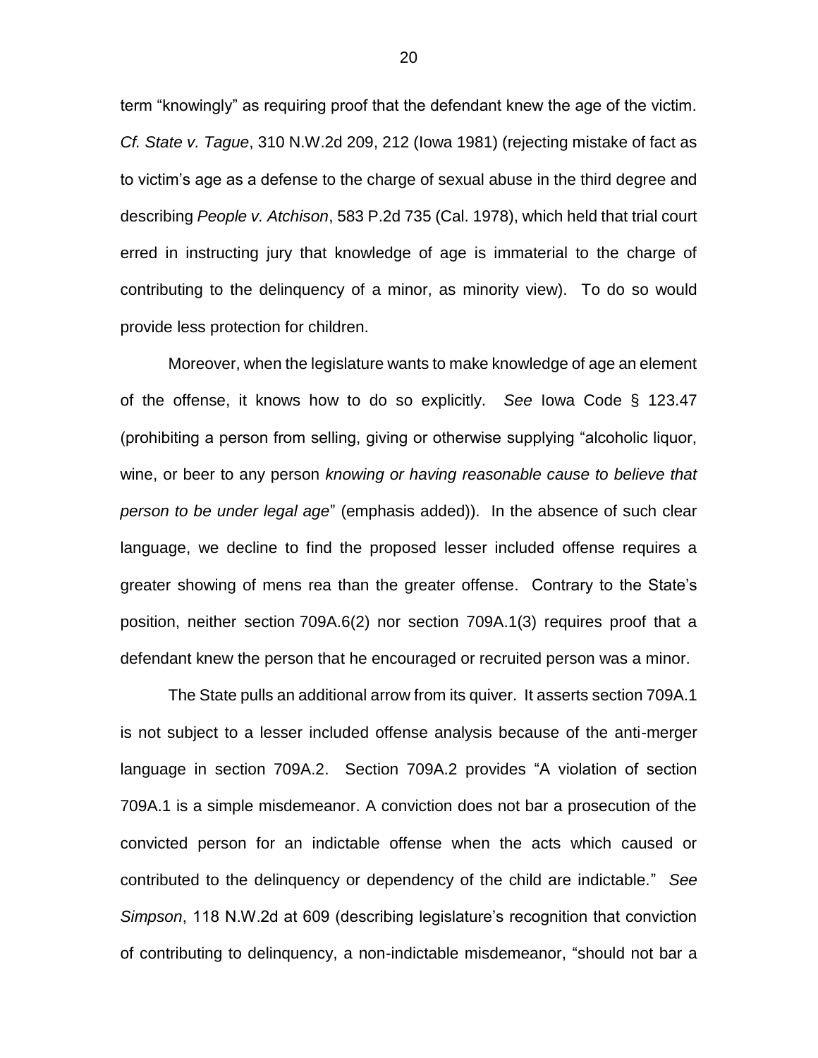term “knowingly” as requiring proof that the defendant knew the age of the victim. *Cf. State v. Tague*, 310 N.W.2d 209, 212 (Iowa 1981) (rejecting mistake of fact as to victim’s age as a defense to the charge of sexual abuse in the third degree and describing *People v. Atchison*, 583 P.2d 735 (Cal. 1978), which held that trial court erred in instructing jury that knowledge of age is immaterial to the charge of contributing to the delinquency of a minor, as minority view). To do so would provide less protection for children.

Moreover, when the legislature wants to make knowledge of age an element of the offense, it knows how to do so explicitly. *See* Iowa Code § 123.47 (prohibiting a person from selling, giving or otherwise supplying “alcoholic liquor, wine, or beer to any person *knowing or having reasonable cause to believe that person to be under legal age*” (emphasis added)). In the absence of such clear language, we decline to find the proposed lesser included offense requires a greater showing of mens rea than the greater offense. Contrary to the State’s position, neither section 709A.6(2) nor section 709A.1(3) requires proof that a defendant knew the person that he encouraged or recruited person was a minor.

The State pulls an additional arrow from its quiver. It asserts section 709A.1 is not subject to a lesser included offense analysis because of the anti-merger language in section 709A.2. Section 709A.2 provides “A violation of section 709A.1 is a simple misdemeanor. A conviction does not bar a prosecution of the convicted person for an indictable offense when the acts which caused or contributed to the delinquency or dependency of the child are indictable.” *See Simpson*, 118 N.W.2d at 609 (describing legislature’s recognition that conviction of contributing to delinquency, a non-indictable misdemeanor, “should not bar a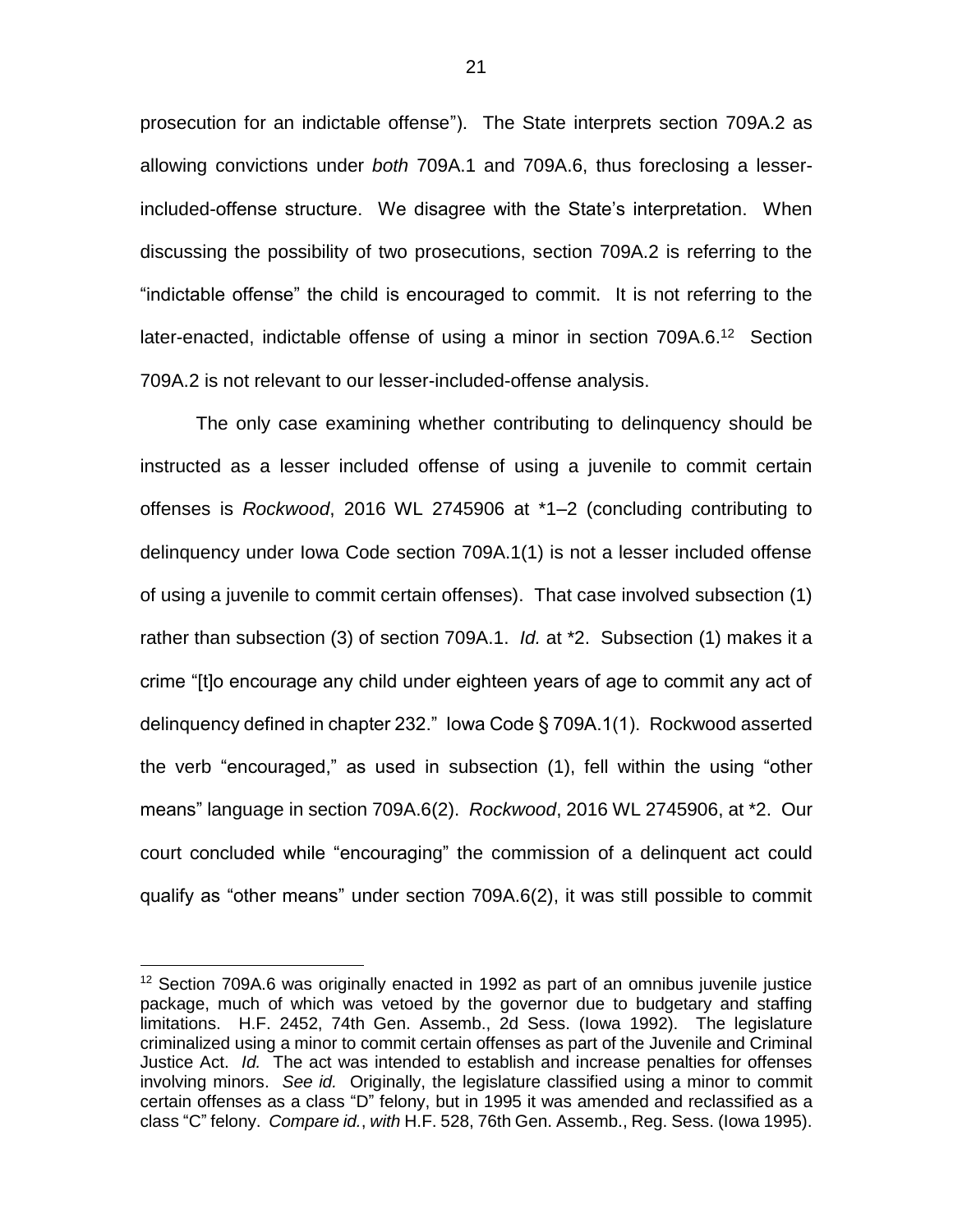prosecution for an indictable offense"). The State interprets section 709A.2 as allowing convictions under *both* 709A.1 and 709A.6, thus foreclosing a lesser-included-offense structure. We disagree with the State's interpretation. When discussing the possibility of two prosecutions, section 709A.2 is referring to the "indictable offense" the child is encouraged to commit. It is not referring to the later-enacted, indictable offense of using a minor in section 709A.6.[12] Section 709A.2 is not relevant to our lesser-included-offense analysis.

The only case examining whether contributing to delinquency should be instructed as a lesser included offense of using a juvenile to commit certain offenses is *Rockwood*, 2016 WL 2745906 at *1–2 (concluding contributing to delinquency under Iowa Code section 709A.1(1) is not a lesser included offense of using a juvenile to commit certain offenses). That case involved subsection (1) rather than subsection (3) of section 709A.1. *Id.* at *2. Subsection (1) makes it a crime "[t]o encourage any child under eighteen years of age to commit any act of delinquency defined in chapter 232." Iowa Code § 709A.1(1). Rockwood asserted the verb "encouraged," as used in subsection (1), fell within the using "other means" language in section 709A.6(2). *Rockwood*, 2016 WL 2745906, at *2. Our court concluded while "encouraging" the commission of a delinquent act could qualify as "other means" under section 709A.6(2), it was still possible to commit

[12] Section 709A.6 was originally enacted in 1992 as part of an omnibus juvenile justice package, much of which was vetoed by the governor due to budgetary and staffing limitations. H.F. 2452, 74th Gen. Assemb., 2d Sess. (Iowa 1992). The legislature criminalized using a minor to commit certain offenses as part of the Juvenile and Criminal Justice Act. *Id.* The act was intended to establish and increase penalties for offenses involving minors. *See id.* Originally, the legislature classified using a minor to commit certain offenses as a class "D" felony, but in 1995 it was amended and reclassified as a class "C" felony. *Compare id.*, *with* H.F. 528, 76th Gen. Assemb., Reg. Sess. (Iowa 1995).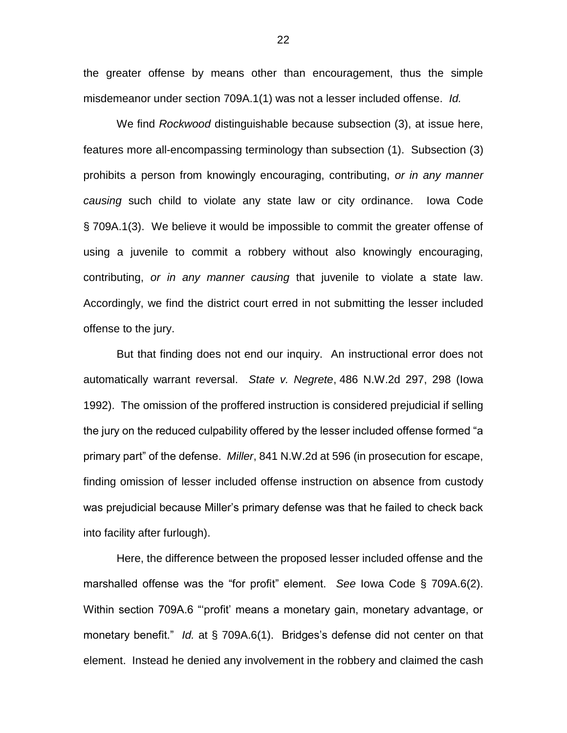the greater offense by means other than encouragement, thus the simple misdemeanor under section 709A.1(1) was not a lesser included offense. *Id.*

We find *Rockwood* distinguishable because subsection (3), at issue here, features more all-encompassing terminology than subsection (1). Subsection (3) prohibits a person from knowingly encouraging, contributing, *or in any manner causing* such child to violate any state law or city ordinance. Iowa Code § 709A.1(3). We believe it would be impossible to commit the greater offense of using a juvenile to commit a robbery without also knowingly encouraging, contributing, *or in any manner causing* that juvenile to violate a state law. Accordingly, we find the district court erred in not submitting the lesser included offense to the jury.

But that finding does not end our inquiry. An instructional error does not automatically warrant reversal. *State v. Negrete*, 486 N.W.2d 297, 298 (Iowa 1992). The omission of the proffered instruction is considered prejudicial if selling the jury on the reduced culpability offered by the lesser included offense formed "a primary part" of the defense. *Miller*, 841 N.W.2d at 596 (in prosecution for escape, finding omission of lesser included offense instruction on absence from custody was prejudicial because Miller's primary defense was that he failed to check back into facility after furlough).

Here, the difference between the proposed lesser included offense and the marshalled offense was the "for profit" element. *See* Iowa Code § 709A.6(2). Within section 709A.6 "'profit' means a monetary gain, monetary advantage, or monetary benefit." *Id.* at § 709A.6(1). Bridges's defense did not center on that element. Instead he denied any involvement in the robbery and claimed the cash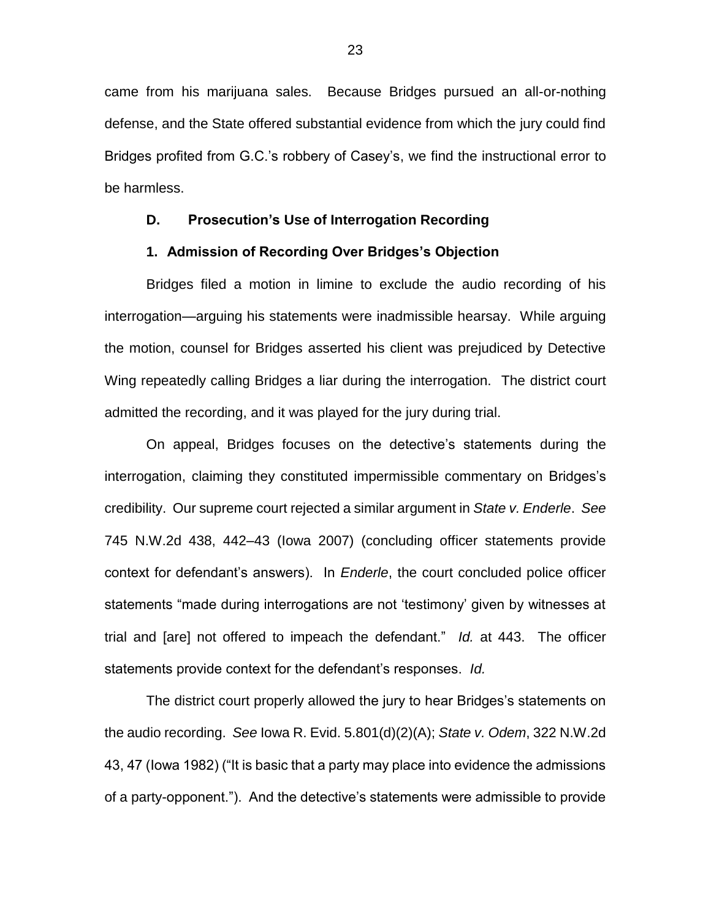came from his marijuana sales. Because Bridges pursued an all-or-nothing defense, and the State offered substantial evidence from which the jury could find Bridges profited from G.C.'s robbery of Casey's, we find the instructional error to be harmless.

### D. Prosecution's Use of Interrogation Recording

#### 1. Admission of Recording Over Bridges's Objection

Bridges filed a motion in limine to exclude the audio recording of his interrogation—arguing his statements were inadmissible hearsay. While arguing the motion, counsel for Bridges asserted his client was prejudiced by Detective Wing repeatedly calling Bridges a liar during the interrogation. The district court admitted the recording, and it was played for the jury during trial.

On appeal, Bridges focuses on the detective's statements during the interrogation, claiming they constituted impermissible commentary on Bridges's credibility. Our supreme court rejected a similar argument in *State v. Enderle*. *See* 745 N.W.2d 438, 442–43 (Iowa 2007) (concluding officer statements provide context for defendant's answers). In *Enderle*, the court concluded police officer statements "made during interrogations are not 'testimony' given by witnesses at trial and [are] not offered to impeach the defendant." *Id.* at 443. The officer statements provide context for the defendant's responses. *Id.*

The district court properly allowed the jury to hear Bridges's statements on the audio recording. *See* Iowa R. Evid. 5.801(d)(2)(A); *State v. Odem*, 322 N.W.2d 43, 47 (Iowa 1982) ("It is basic that a party may place into evidence the admissions of a party-opponent."). And the detective's statements were admissible to provide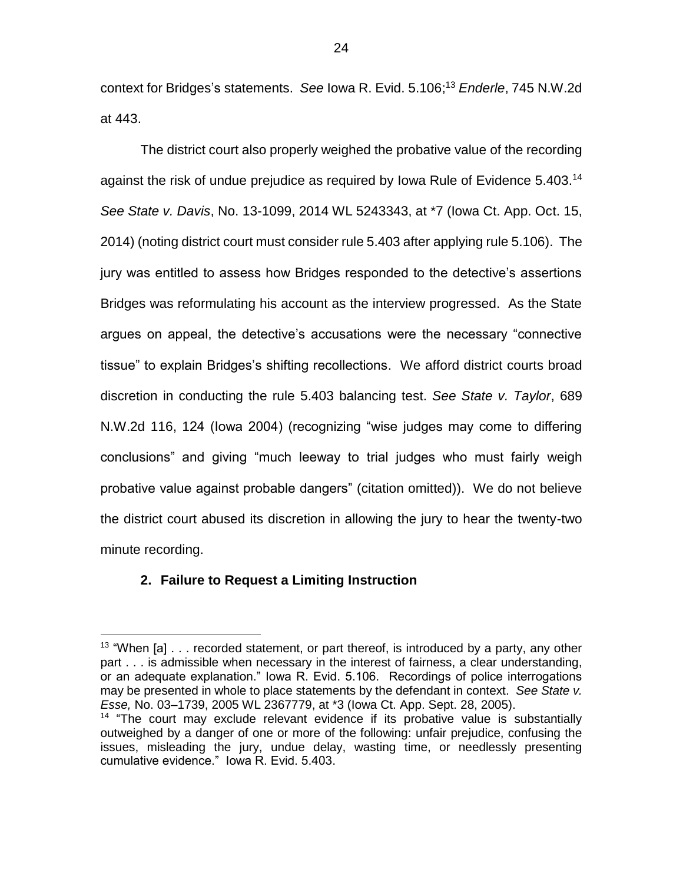context for Bridges's statements. *See* Iowa R. Evid. 5.106;[13] *Enderle*, 745 N.W.2d at 443.

The district court also properly weighed the probative value of the recording against the risk of undue prejudice as required by Iowa Rule of Evidence 5.403.[14] *See State v. Davis*, No. 13-1099, 2014 WL 5243343, at *7 (Iowa Ct. App. Oct. 15, 2014) (noting district court must consider rule 5.403 after applying rule 5.106). The jury was entitled to assess how Bridges responded to the detective's assertions Bridges was reformulating his account as the interview progressed. As the State argues on appeal, the detective's accusations were the necessary "connective tissue" to explain Bridges's shifting recollections. We afford district courts broad discretion in conducting the rule 5.403 balancing test. *See State v. Taylor*, 689 N.W.2d 116, 124 (Iowa 2004) (recognizing "wise judges may come to differing conclusions" and giving "much leeway to trial judges who must fairly weigh probative value against probable dangers" (citation omitted)). We do not believe the district court abused its discretion in allowing the jury to hear the twenty-two minute recording.

**2. Failure to Request a Limiting Instruction**

---

[13] "When [a] . . . recorded statement, or part thereof, is introduced by a party, any other part . . . is admissible when necessary in the interest of fairness, a clear understanding, or an adequate explanation." Iowa R. Evid. 5.106. Recordings of police interrogations may be presented in whole to place statements by the defendant in context. *See State v. Esse,* No. 03–1739, 2005 WL 2367779, at *3 (Iowa Ct. App. Sept. 28, 2005).

[14] "The court may exclude relevant evidence if its probative value is substantially outweighed by a danger of one or more of the following: unfair prejudice, confusing the issues, misleading the jury, undue delay, wasting time, or needlessly presenting cumulative evidence." Iowa R. Evid. 5.403.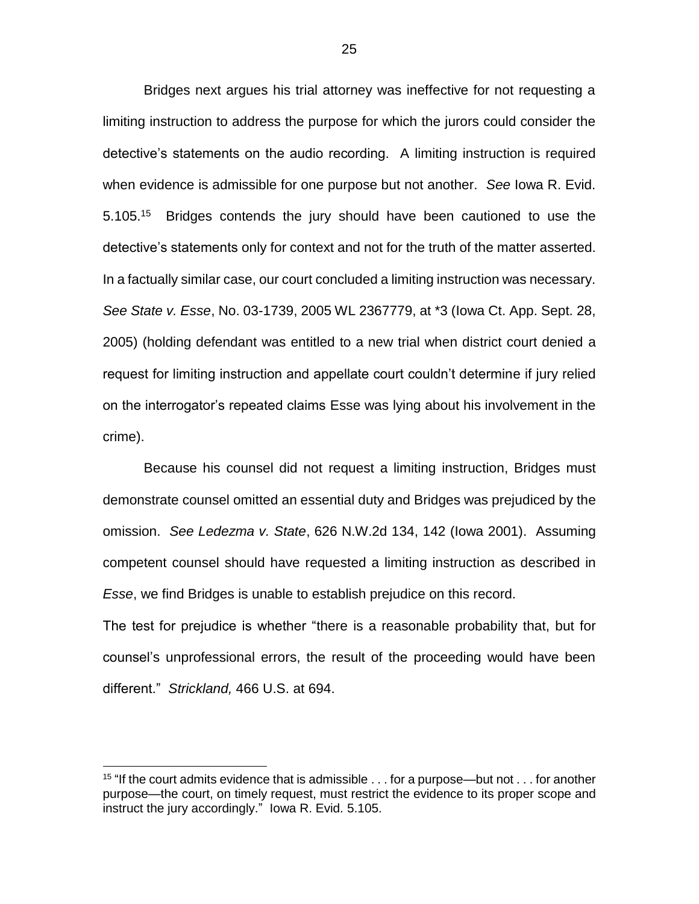Bridges next argues his trial attorney was ineffective for not requesting a limiting instruction to address the purpose for which the jurors could consider the detective's statements on the audio recording. A limiting instruction is required when evidence is admissible for one purpose but not another. *See* Iowa R. Evid. 5.105.[15] Bridges contends the jury should have been cautioned to use the detective's statements only for context and not for the truth of the matter asserted. In a factually similar case, our court concluded a limiting instruction was necessary. *See State v. Esse*, No. 03-1739, 2005 WL 2367779, at *3 (Iowa Ct. App. Sept. 28, 2005) (holding defendant was entitled to a new trial when district court denied a request for limiting instruction and appellate court couldn't determine if jury relied on the interrogator's repeated claims Esse was lying about his involvement in the crime).

Because his counsel did not request a limiting instruction, Bridges must demonstrate counsel omitted an essential duty and Bridges was prejudiced by the omission. *See Ledezma v. State*, 626 N.W.2d 134, 142 (Iowa 2001). Assuming competent counsel should have requested a limiting instruction as described in *Esse*, we find Bridges is unable to establish prejudice on this record.

The test for prejudice is whether "there is a reasonable probability that, but for counsel's unprofessional errors, the result of the proceeding would have been different." *Strickland,* 466 U.S. at 694.

---

[15] "If the court admits evidence that is admissible . . . for a purpose—but not . . . for another purpose—the court, on timely request, must restrict the evidence to its proper scope and instruct the jury accordingly." Iowa R. Evid. 5.105.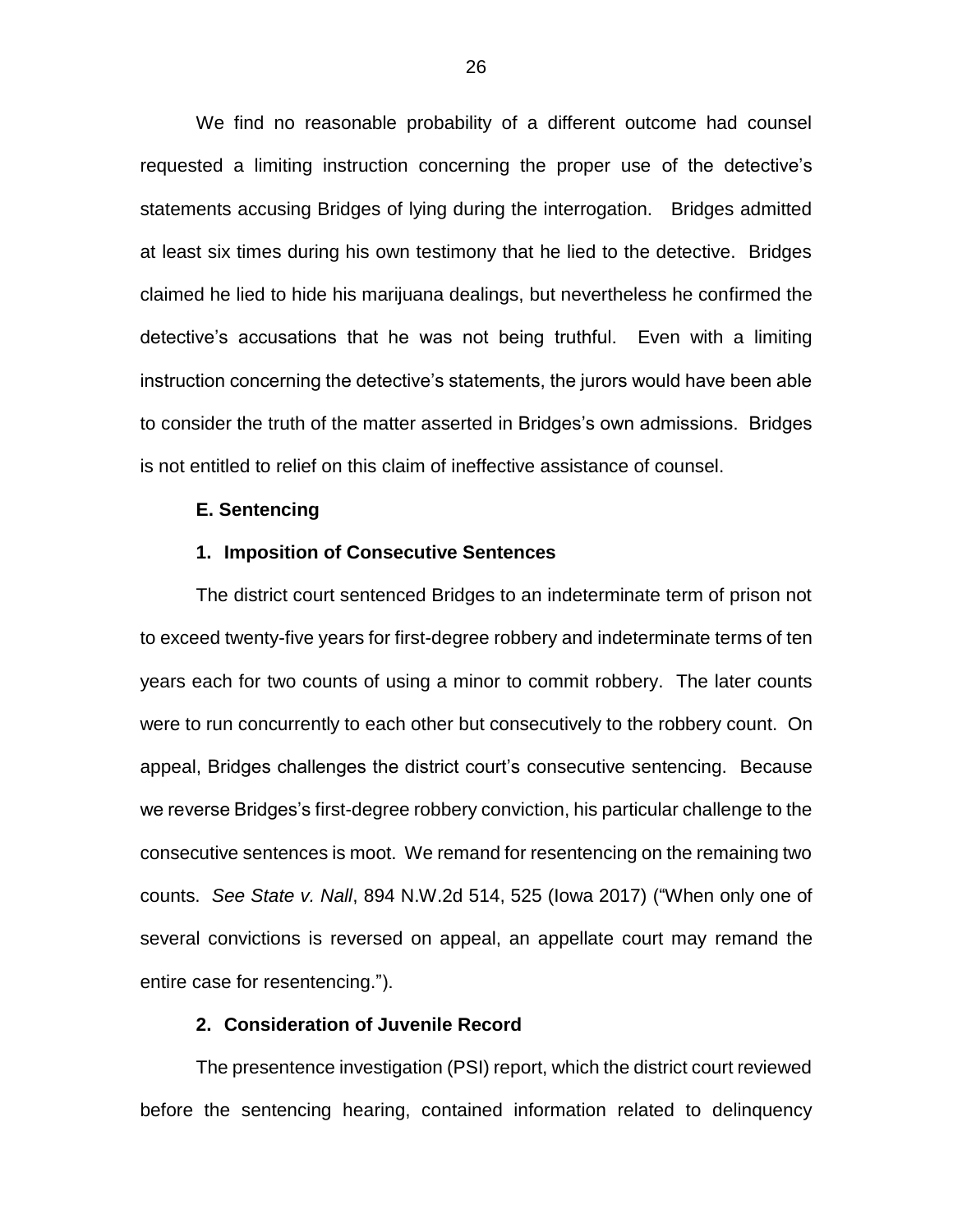We find no reasonable probability of a different outcome had counsel requested a limiting instruction concerning the proper use of the detective's statements accusing Bridges of lying during the interrogation. Bridges admitted at least six times during his own testimony that he lied to the detective. Bridges claimed he lied to hide his marijuana dealings, but nevertheless he confirmed the detective's accusations that he was not being truthful. Even with a limiting instruction concerning the detective's statements, the jurors would have been able to consider the truth of the matter asserted in Bridges's own admissions. Bridges is not entitled to relief on this claim of ineffective assistance of counsel.

**E. Sentencing**

**1. Imposition of Consecutive Sentences**

The district court sentenced Bridges to an indeterminate term of prison not to exceed twenty-five years for first-degree robbery and indeterminate terms of ten years each for two counts of using a minor to commit robbery. The later counts were to run concurrently to each other but consecutively to the robbery count. On appeal, Bridges challenges the district court's consecutive sentencing. Because we reverse Bridges's first-degree robbery conviction, his particular challenge to the consecutive sentences is moot. We remand for resentencing on the remaining two counts. *See State v. Nall*, 894 N.W.2d 514, 525 (Iowa 2017) ("When only one of several convictions is reversed on appeal, an appellate court may remand the entire case for resentencing.").

**2. Consideration of Juvenile Record**

The presentence investigation (PSI) report, which the district court reviewed before the sentencing hearing, contained information related to delinquency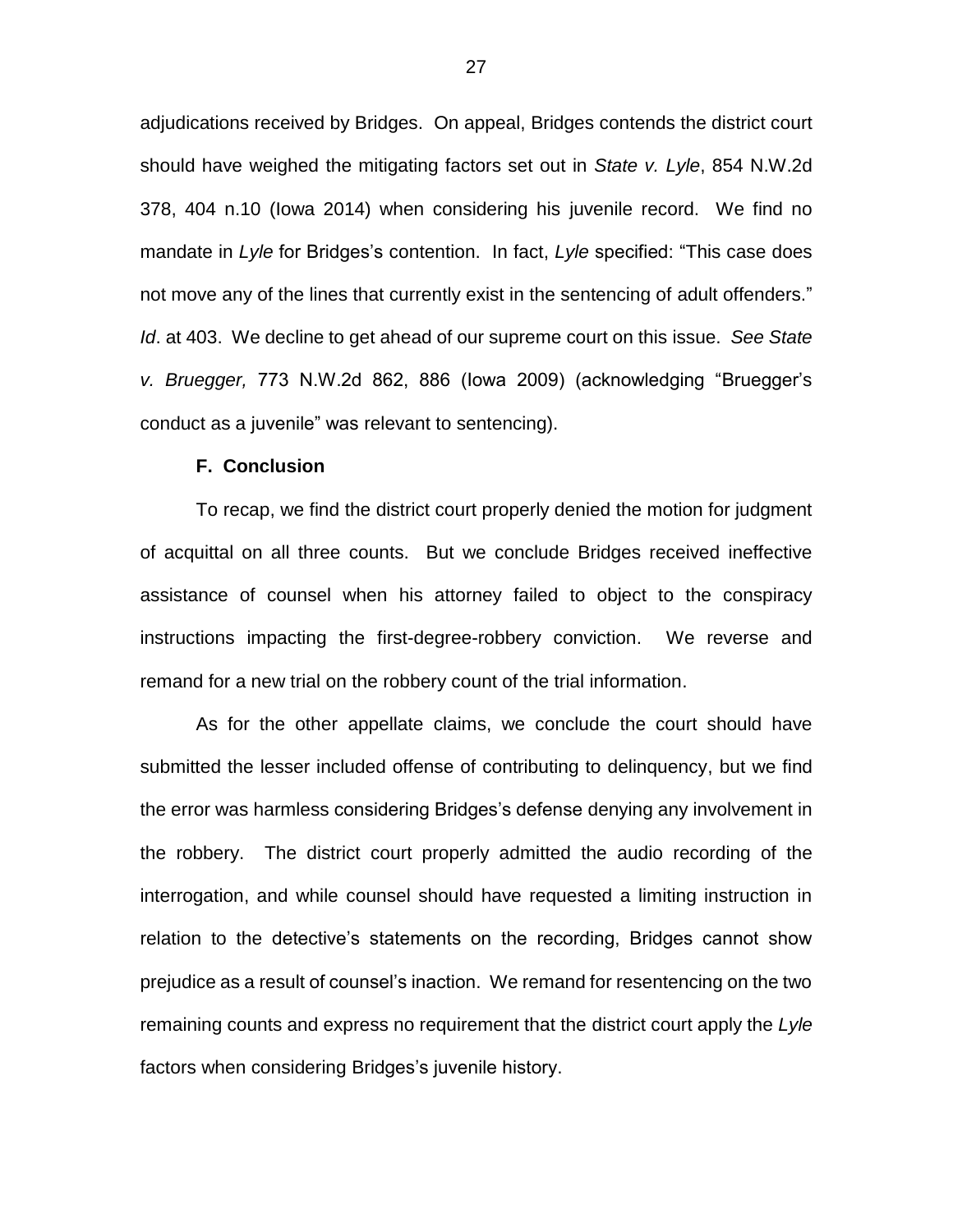adjudications received by Bridges. On appeal, Bridges contends the district court should have weighed the mitigating factors set out in *State v. Lyle*, 854 N.W.2d 378, 404 n.10 (Iowa 2014) when considering his juvenile record. We find no mandate in *Lyle* for Bridges's contention. In fact, *Lyle* specified: "This case does not move any of the lines that currently exist in the sentencing of adult offenders." *Id*. at 403. We decline to get ahead of our supreme court on this issue. *See State v. Bruegger,* 773 N.W.2d 862, 886 (Iowa 2009) (acknowledging "Bruegger's conduct as a juvenile" was relevant to sentencing).

### F. Conclusion

To recap, we find the district court properly denied the motion for judgment of acquittal on all three counts. But we conclude Bridges received ineffective assistance of counsel when his attorney failed to object to the conspiracy instructions impacting the first-degree-robbery conviction. We reverse and remand for a new trial on the robbery count of the trial information.

As for the other appellate claims, we conclude the court should have submitted the lesser included offense of contributing to delinquency, but we find the error was harmless considering Bridges's defense denying any involvement in the robbery. The district court properly admitted the audio recording of the interrogation, and while counsel should have requested a limiting instruction in relation to the detective's statements on the recording, Bridges cannot show prejudice as a result of counsel's inaction. We remand for resentencing on the two remaining counts and express no requirement that the district court apply the *Lyle* factors when considering Bridges's juvenile history.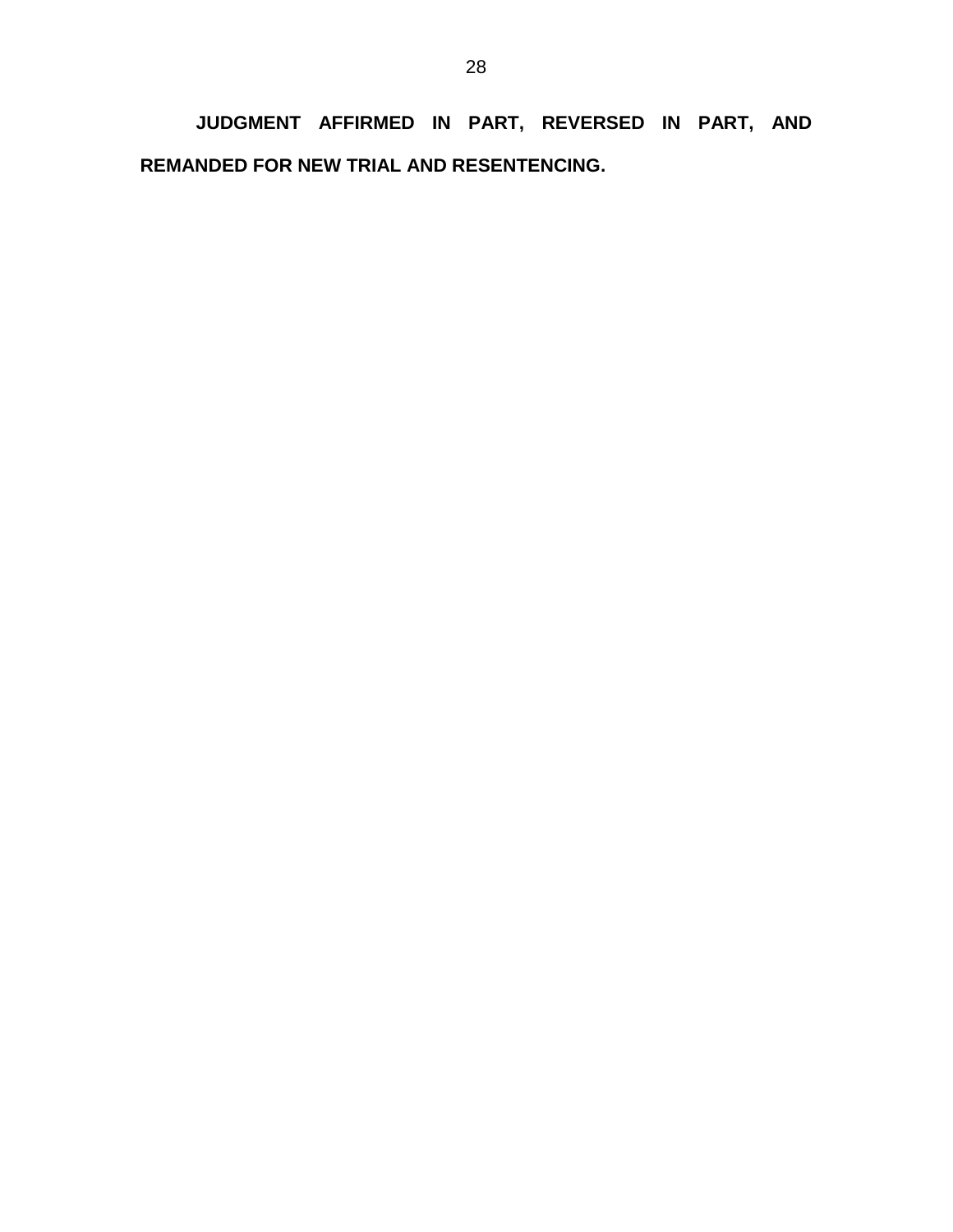**JUDGMENT AFFIRMED IN PART, REVERSED IN PART, AND REMANDED FOR NEW TRIAL AND RESENTENCING.**